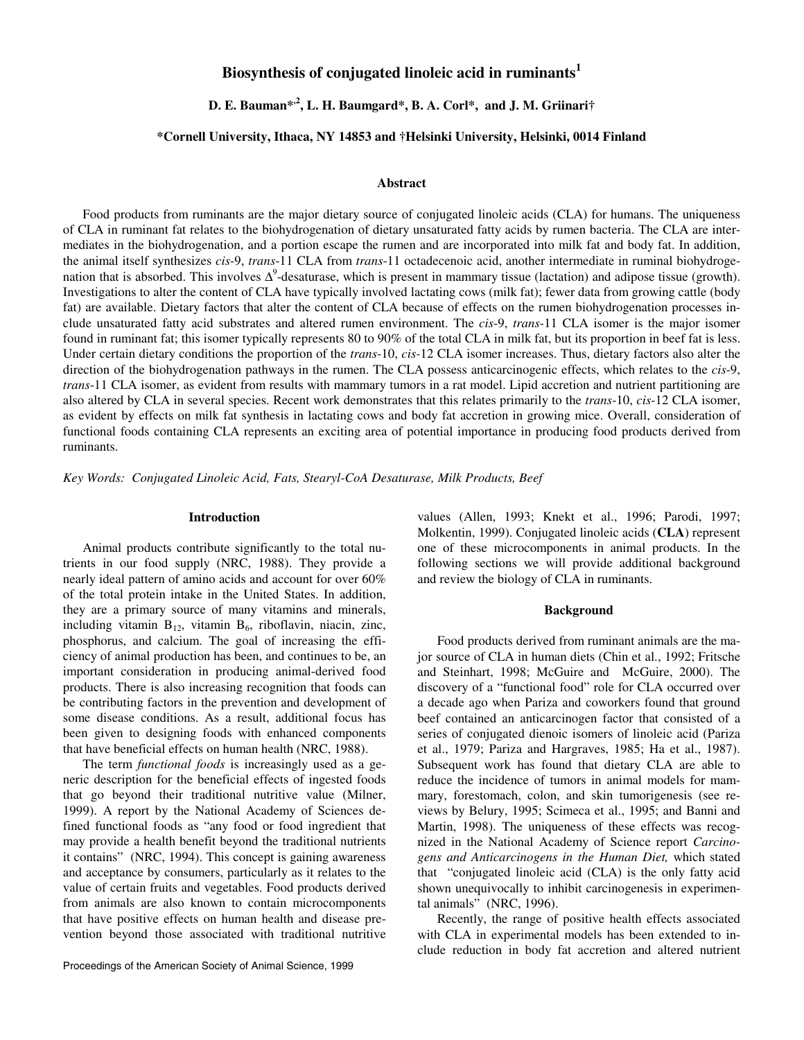# Biosynthesis of conjugated linoleic acid in ruminants[1]

**D. E. Bauman\*,[2], L. H. Baumgard\*, B. A. Corl\*, and J. M. Griinari†**

**\*Cornell University, Ithaca, NY 14853 and †Helsinki University, Helsinki, 0014 Finland**

## Abstract

Food products from ruminants are the major dietary source of conjugated linoleic acids (CLA) for humans. The uniqueness of CLA in ruminant fat relates to the biohydrogenation of dietary unsaturated fatty acids by rumen bacteria. The CLA are intermediates in the biohydrogenation, and a portion escape the rumen and are incorporated into milk fat and body fat. In addition, the animal itself synthesizes *cis*-9, *trans*-11 CLA from *trans*-11 octadecenoic acid, another intermediate in ruminal biohydrogenation that is absorbed. This involves $\Delta^9$-desaturase, which is present in mammary tissue (lactation) and adipose tissue (growth). Investigations to alter the content of CLA have typically involved lactating cows (milk fat); fewer data from growing cattle (body fat) are available. Dietary factors that alter the content of CLA because of effects on the rumen biohydrogenation processes include unsaturated fatty acid substrates and altered rumen environment. The *cis*-9, *trans*-11 CLA isomer is the major isomer found in ruminant fat; this isomer typically represents 80 to 90% of the total CLA in milk fat, but its proportion in beef fat is less. Under certain dietary conditions the proportion of the *trans*-10, *cis*-12 CLA isomer increases. Thus, dietary factors also alter the direction of the biohydrogenation pathways in the rumen. The CLA possess anticarcinogenic effects, which relates to the *cis*-9, *trans*-11 CLA isomer, as evident from results with mammary tumors in a rat model. Lipid accretion and nutrient partitioning are also altered by CLA in several species. Recent work demonstrates that this relates primarily to the *trans*-10, *cis*-12 CLA isomer, as evident by effects on milk fat synthesis in lactating cows and body fat accretion in growing mice. Overall, consideration of functional foods containing CLA represents an exciting area of potential importance in producing food products derived from ruminants.

*Key Words: Conjugated Linoleic Acid, Fats, Stearyl-CoA Desaturase, Milk Products, Beef*

## Introduction

Animal products contribute significantly to the total nutrients in our food supply (NRC, 1988). They provide a nearly ideal pattern of amino acids and account for over 60% of the total protein intake in the United States. In addition, they are a primary source of many vitamins and minerals, including vitamin $B_{12}$, vitamin $B_6$, riboflavin, niacin, zinc, phosphorus, and calcium. The goal of increasing the efficiency of animal production has been, and continues to be, an important consideration in producing animal-derived food products. There is also increasing recognition that foods can be contributing factors in the prevention and development of some disease conditions. As a result, additional focus has been given to designing foods with enhanced components that have beneficial effects on human health (NRC, 1988).

The term *functional foods* is increasingly used as a generic description for the beneficial effects of ingested foods that go beyond their traditional nutritive value (Milner, 1999). A report by the National Academy of Sciences defined functional foods as "any food or food ingredient that may provide a health benefit beyond the traditional nutrients it contains" (NRC, 1994). This concept is gaining awareness and acceptance by consumers, particularly as it relates to the value of certain fruits and vegetables. Food products derived from animals are also known to contain microcomponents that have positive effects on human health and disease prevention beyond those associated with traditional nutritive values (Allen, 1993; Knekt et al., 1996; Parodi, 1997; Molkentin, 1999). Conjugated linoleic acids (**CLA**) represent one of these microcomponents in animal products. In the following sections we will provide additional background and review the biology of CLA in ruminants.

## Background

Food products derived from ruminant animals are the major source of CLA in human diets (Chin et al., 1992; Fritsche and Steinhart, 1998; McGuire and McGuire, 2000). The discovery of a "functional food" role for CLA occurred over a decade ago when Pariza and coworkers found that ground beef contained an anticarcinogen factor that consisted of a series of conjugated dienoic isomers of linoleic acid (Pariza et al., 1979; Pariza and Hargraves, 1985; Ha et al., 1987). Subsequent work has found that dietary CLA are able to reduce the incidence of tumors in animal models for mammary, forestomach, colon, and skin tumorigenesis (see reviews by Belury, 1995; Scimeca et al., 1995; and Banni and Martin, 1998). The uniqueness of these effects was recognized in the National Academy of Science report *Carcinogens and Anticarcinogens in the Human Diet,* which stated that "conjugated linoleic acid (CLA) is the only fatty acid shown unequivocally to inhibit carcinogenesis in experimental animals" (NRC, 1996).

Recently, the range of positive health effects associated with CLA in experimental models has been extended to include reduction in body fat accretion and altered nutrient

Proceedings of the American Society of Animal Science, 1999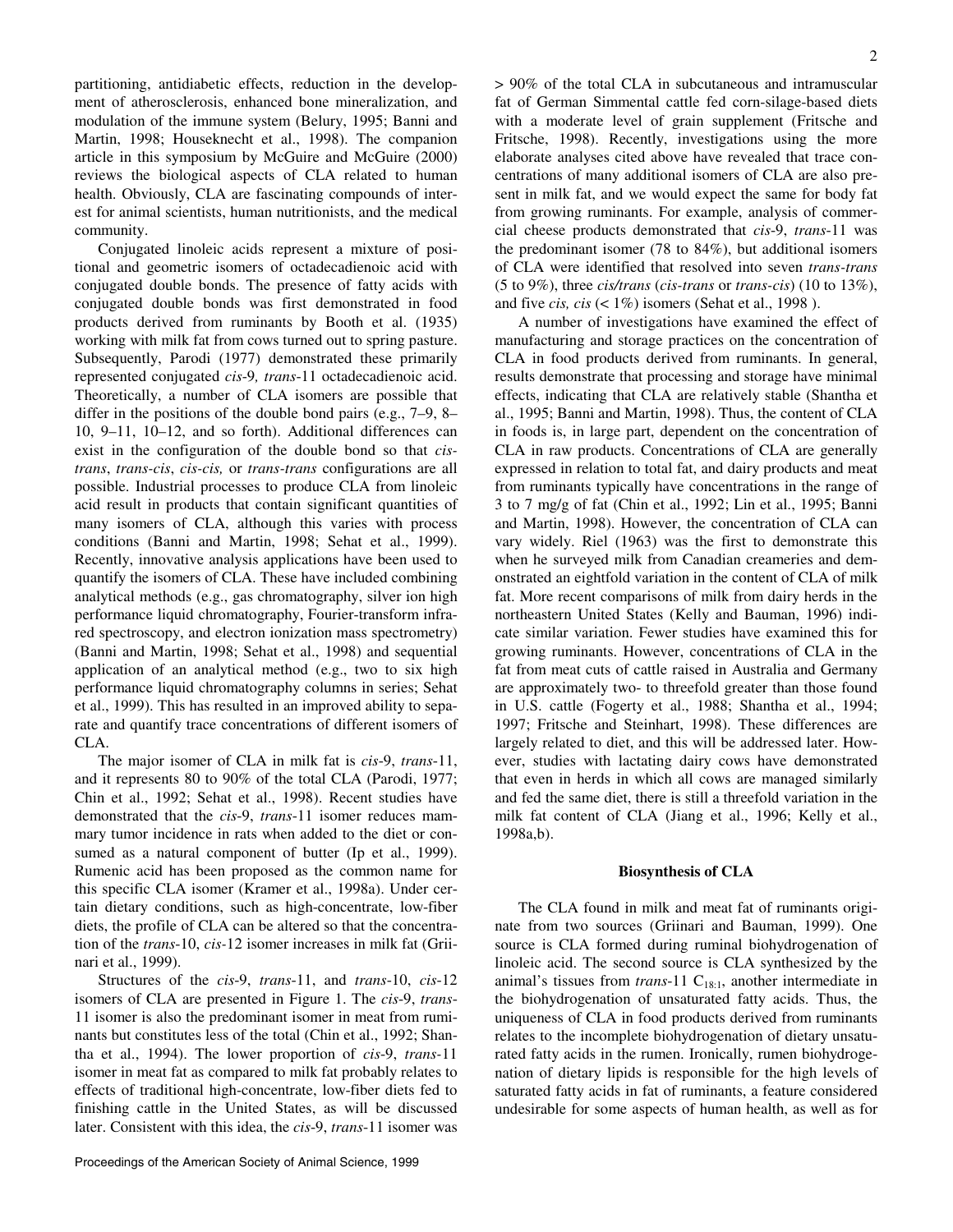partitioning, antidiabetic effects, reduction in the development of atherosclerosis, enhanced bone mineralization, and modulation of the immune system (Belury, 1995; Banni and Martin, 1998; Houseknecht et al., 1998). The companion article in this symposium by McGuire and McGuire (2000) reviews the biological aspects of CLA related to human health. Obviously, CLA are fascinating compounds of interest for animal scientists, human nutritionists, and the medical community.

Conjugated linoleic acids represent a mixture of positional and geometric isomers of octadecadienoic acid with conjugated double bonds. The presence of fatty acids with conjugated double bonds was first demonstrated in food products derived from ruminants by Booth et al. (1935) working with milk fat from cows turned out to spring pasture. Subsequently, Parodi (1977) demonstrated these primarily represented conjugated *cis*-9*, trans*-11 octadecadienoic acid. Theoretically, a number of CLA isomers are possible that differ in the positions of the double bond pairs (e.g., 7–9, 8–10, 9–11, 10–12, and so forth). Additional differences can exist in the configuration of the double bond so that *cis-trans*, *trans-cis*, *cis-cis,* or *trans-trans* configurations are all possible. Industrial processes to produce CLA from linoleic acid result in products that contain significant quantities of many isomers of CLA, although this varies with process conditions (Banni and Martin, 1998; Sehat et al., 1999). Recently, innovative analysis applications have been used to quantify the isomers of CLA. These have included combining analytical methods (e.g., gas chromatography, silver ion high performance liquid chromatography, Fourier-transform infrared spectroscopy, and electron ionization mass spectrometry) (Banni and Martin, 1998; Sehat et al., 1998) and sequential application of an analytical method (e.g., two to six high performance liquid chromatography columns in series; Sehat et al., 1999). This has resulted in an improved ability to separate and quantify trace concentrations of different isomers of CLA.

The major isomer of CLA in milk fat is *cis*-9, *trans*-11, and it represents 80 to 90% of the total CLA (Parodi, 1977; Chin et al., 1992; Sehat et al., 1998). Recent studies have demonstrated that the *cis*-9, *trans*-11 isomer reduces mammary tumor incidence in rats when added to the diet or consumed as a natural component of butter (Ip et al., 1999). Rumenic acid has been proposed as the common name for this specific CLA isomer (Kramer et al., 1998a). Under certain dietary conditions, such as high-concentrate, low-fiber diets, the profile of CLA can be altered so that the concentration of the *trans*-10, *cis*-12 isomer increases in milk fat (Griinari et al., 1999).

Structures of the *cis*-9, *trans*-11, and *trans*-10, *cis*-12 isomers of CLA are presented in Figure 1. The *cis*-9, *trans*-11 isomer is also the predominant isomer in meat from ruminants but constitutes less of the total (Chin et al., 1992; Shantha et al., 1994). The lower proportion of *cis*-9, *trans*-11 isomer in meat fat as compared to milk fat probably relates to effects of traditional high-concentrate, low-fiber diets fed to finishing cattle in the United States, as will be discussed later. Consistent with this idea, the *cis*-9, *trans*-11 isomer was > 90% of the total CLA in subcutaneous and intramuscular fat of German Simmental cattle fed corn-silage-based diets with a moderate level of grain supplement (Fritsche and Fritsche, 1998). Recently, investigations using the more elaborate analyses cited above have revealed that trace concentrations of many additional isomers of CLA are also present in milk fat, and we would expect the same for body fat from growing ruminants. For example, analysis of commercial cheese products demonstrated that *cis*-9, *trans*-11 was the predominant isomer (78 to 84%), but additional isomers of CLA were identified that resolved into seven *trans-trans* (5 to 9%), three *cis/trans* (*cis-trans* or *trans-cis*) (10 to 13%), and five *cis, cis* (< 1%) isomers (Sehat et al., 1998 ).

A number of investigations have examined the effect of manufacturing and storage practices on the concentration of CLA in food products derived from ruminants. In general, results demonstrate that processing and storage have minimal effects, indicating that CLA are relatively stable (Shantha et al., 1995; Banni and Martin, 1998). Thus, the content of CLA in foods is, in large part, dependent on the concentration of CLA in raw products. Concentrations of CLA are generally expressed in relation to total fat, and dairy products and meat from ruminants typically have concentrations in the range of 3 to 7 mg/g of fat (Chin et al., 1992; Lin et al., 1995; Banni and Martin, 1998). However, the concentration of CLA can vary widely. Riel (1963) was the first to demonstrate this when he surveyed milk from Canadian creameries and demonstrated an eightfold variation in the content of CLA of milk fat. More recent comparisons of milk from dairy herds in the northeastern United States (Kelly and Bauman, 1996) indicate similar variation. Fewer studies have examined this for growing ruminants. However, concentrations of CLA in the fat from meat cuts of cattle raised in Australia and Germany are approximately two- to threefold greater than those found in U.S. cattle (Fogerty et al., 1988; Shantha et al., 1994; 1997; Fritsche and Steinhart, 1998). These differences are largely related to diet, and this will be addressed later. However, studies with lactating dairy cows have demonstrated that even in herds in which all cows are managed similarly and fed the same diet, there is still a threefold variation in the milk fat content of CLA (Jiang et al., 1996; Kelly et al., 1998a,b).

## Biosynthesis of CLA

The CLA found in milk and meat fat of ruminants originate from two sources (Griinari and Bauman, 1999). One source is CLA formed during ruminal biohydrogenation of linoleic acid. The second source is CLA synthesized by the animal's tissues from *trans*-11 $C_{18:1}$, another intermediate in the biohydrogenation of unsaturated fatty acids. Thus, the uniqueness of CLA in food products derived from ruminants relates to the incomplete biohydrogenation of dietary unsaturated fatty acids in the rumen. Ironically, rumen biohydrogenation of dietary lipids is responsible for the high levels of saturated fatty acids in fat of ruminants, a feature considered undesirable for some aspects of human health, as well as for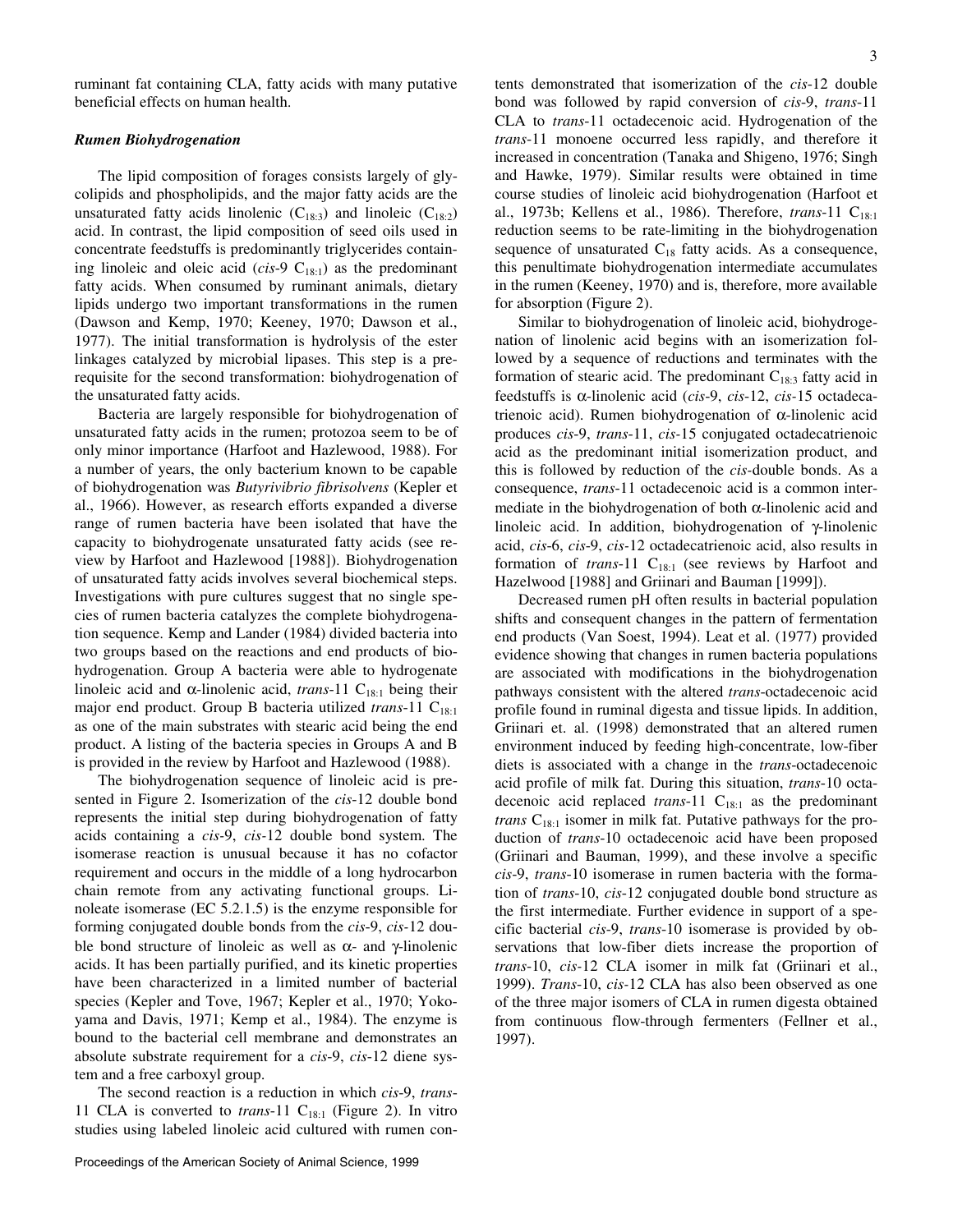ruminant fat containing CLA, fatty acids with many putative beneficial effects on human health.

### *Rumen Biohydrogenation*

The lipid composition of forages consists largely of glycolipids and phospholipids, and the major fatty acids are the unsaturated fatty acids linolenic ($C_{18:3}$) and linoleic ($C_{18:2}$) acid. In contrast, the lipid composition of seed oils used in concentrate feedstuffs is predominantly triglycerides containing linoleic and oleic acid (*cis*-9 $C_{18:1}$) as the predominant fatty acids. When consumed by ruminant animals, dietary lipids undergo two important transformations in the rumen (Dawson and Kemp, 1970; Keeney, 1970; Dawson et al., 1977). The initial transformation is hydrolysis of the ester linkages catalyzed by microbial lipases. This step is a prerequisite for the second transformation: biohydrogenation of the unsaturated fatty acids.

Bacteria are largely responsible for biohydrogenation of unsaturated fatty acids in the rumen; protozoa seem to be of only minor importance (Harfoot and Hazlewood, 1988). For a number of years, the only bacterium known to be capable of biohydrogenation was *Butyrivibrio fibrisolvens* (Kepler et al., 1966). However, as research efforts expanded a diverse range of rumen bacteria have been isolated that have the capacity to biohydrogenate unsaturated fatty acids (see review by Harfoot and Hazlewood [1988]). Biohydrogenation of unsaturated fatty acids involves several biochemical steps. Investigations with pure cultures suggest that no single species of rumen bacteria catalyzes the complete biohydrogenation sequence. Kemp and Lander (1984) divided bacteria into two groups based on the reactions and end products of biohydrogenation. Group A bacteria were able to hydrogenate linoleic acid and α-linolenic acid, *trans*-11 $C_{18:1}$ being their major end product. Group B bacteria utilized *trans*-11 $C_{18:1}$ as one of the main substrates with stearic acid being the end product. A listing of the bacteria species in Groups A and B is provided in the review by Harfoot and Hazlewood (1988).

The biohydrogenation sequence of linoleic acid is presented in Figure 2. Isomerization of the *cis*-12 double bond represents the initial step during biohydrogenation of fatty acids containing a *cis*-9, *cis*-12 double bond system. The isomerase reaction is unusual because it has no cofactor requirement and occurs in the middle of a long hydrocarbon chain remote from any activating functional groups. Linoleate isomerase (EC 5.2.1.5) is the enzyme responsible for forming conjugated double bonds from the *cis*-9, *cis*-12 double bond structure of linoleic as well as α- and γ-linolenic acids. It has been partially purified, and its kinetic properties have been characterized in a limited number of bacterial species (Kepler and Tove, 1967; Kepler et al., 1970; Yokoyama and Davis, 1971; Kemp et al., 1984). The enzyme is bound to the bacterial cell membrane and demonstrates an absolute substrate requirement for a *cis*-9, *cis*-12 diene system and a free carboxyl group.

The second reaction is a reduction in which *cis*-9, *trans*-11 CLA is converted to *trans*-11 $C_{18:1}$ (Figure 2). In vitro studies using labeled linoleic acid cultured with rumen contents demonstrated that isomerization of the *cis*-12 double bond was followed by rapid conversion of *cis*-9, *trans*-11 CLA to *trans*-11 octadecenoic acid. Hydrogenation of the *trans*-11 monoene occurred less rapidly, and therefore it increased in concentration (Tanaka and Shigeno, 1976; Singh and Hawke, 1979). Similar results were obtained in time course studies of linoleic acid biohydrogenation (Harfoot et al., 1973b; Kellens et al., 1986). Therefore, *trans*-11 $C_{18:1}$ reduction seems to be rate-limiting in the biohydrogenation sequence of unsaturated $C_{18}$ fatty acids. As a consequence, this penultimate biohydrogenation intermediate accumulates in the rumen (Keeney, 1970) and is, therefore, more available for absorption (Figure 2).

Similar to biohydrogenation of linoleic acid, biohydrogenation of linolenic acid begins with an isomerization followed by a sequence of reductions and terminates with the formation of stearic acid. The predominant $C_{18:3}$ fatty acid in feedstuffs is α-linolenic acid (*cis*-9, *cis*-12, *cis*-15 octadecatrienoic acid). Rumen biohydrogenation of α-linolenic acid produces *cis*-9, *trans*-11, *cis*-15 conjugated octadecatrienoic acid as the predominant initial isomerization product, and this is followed by reduction of the *cis*-double bonds. As a consequence, *trans*-11 octadecenoic acid is a common intermediate in the biohydrogenation of both α-linolenic acid and linoleic acid. In addition, biohydrogenation of γ-linolenic acid, *cis*-6, *cis*-9, *cis*-12 octadecatrienoic acid, also results in formation of *trans*-11 $C_{18:1}$ (see reviews by Harfoot and Hazlewood [1988] and Griinari and Bauman [1999]).

Decreased rumen pH often results in bacterial population shifts and consequent changes in the pattern of fermentation end products (Van Soest, 1994). Leat et al. (1977) provided evidence showing that changes in rumen bacteria populations are associated with modifications in the biohydrogenation pathways consistent with the altered *trans*-octadecenoic acid profile found in ruminal digesta and tissue lipids. In addition, Griinari et. al. (1998) demonstrated that an altered rumen environment induced by feeding high-concentrate, low-fiber diets is associated with a change in the *trans*-octadecenoic acid profile of milk fat. During this situation, *trans*-10 octadecenoic acid replaced *trans*-11 $C_{18:1}$ as the predominant *trans* $C_{18:1}$ isomer in milk fat. Putative pathways for the production of *trans*-10 octadecenoic acid have been proposed (Griinari and Bauman, 1999), and these involve a specific *cis*-9, *trans*-10 isomerase in rumen bacteria with the formation of *trans*-10, *cis*-12 conjugated double bond structure as the first intermediate. Further evidence in support of a specific bacterial *cis*-9, *trans*-10 isomerase is provided by observations that low-fiber diets increase the proportion of *trans*-10, *cis*-12 CLA isomer in milk fat (Griinari et al., 1999). *Trans*-10, *cis*-12 CLA has also been observed as one of the three major isomers of CLA in rumen digesta obtained from continuous flow-through fermenters (Fellner et al., 1997).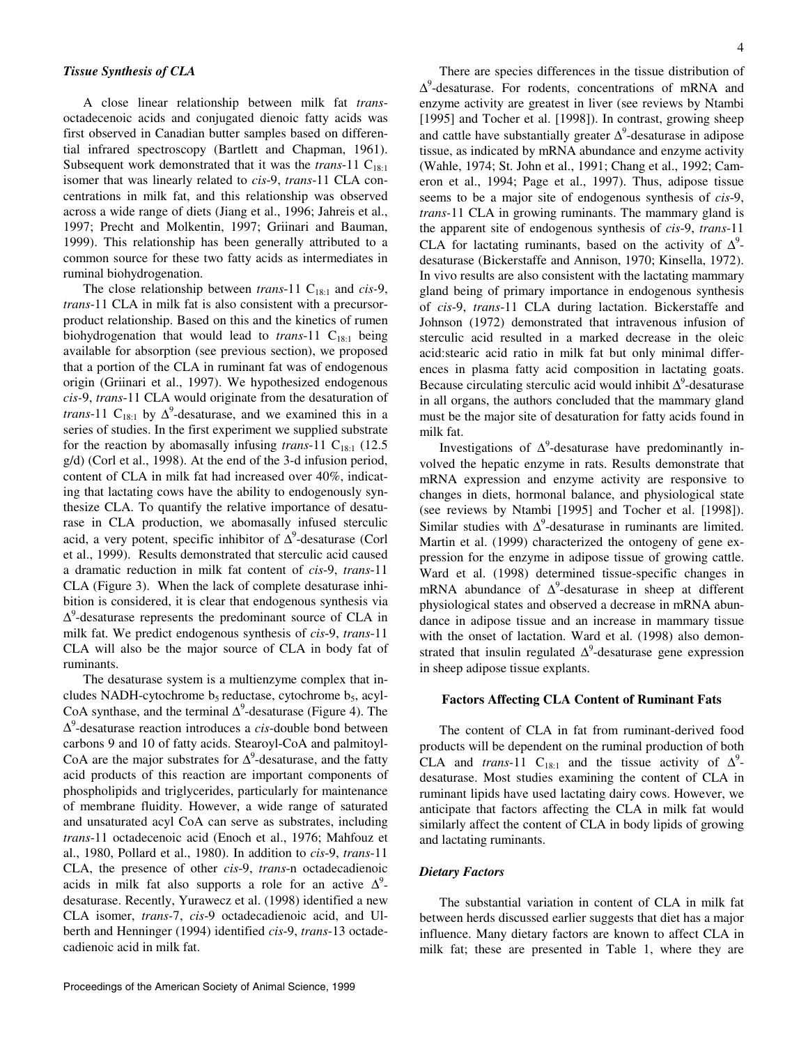### *Tissue Synthesis of CLA*

A close linear relationship between milk fat *trans*-octadecenoic acids and conjugated dienoic fatty acids was first observed in Canadian butter samples based on differential infrared spectroscopy (Bartlett and Chapman, 1961). Subsequent work demonstrated that it was the *trans*-11 $C_{18:1}$ isomer that was linearly related to *cis*-9, *trans*-11 CLA concentrations in milk fat, and this relationship was observed across a wide range of diets (Jiang et al., 1996; Jahreis et al., 1997; Precht and Molkentin, 1997; Griinari and Bauman, 1999). This relationship has been generally attributed to a common source for these two fatty acids as intermediates in ruminal biohydrogenation.

The close relationship between *trans*-11 $C_{18:1}$ and *cis*-9, *trans*-11 CLA in milk fat is also consistent with a precursor-product relationship. Based on this and the kinetics of rumen biohydrogenation that would lead to *trans*-11 $C_{18:1}$ being available for absorption (see previous section), we proposed that a portion of the CLA in ruminant fat was of endogenous origin (Griinari et al., 1997). We hypothesized endogenous *cis*-9, *trans*-11 CLA would originate from the desaturation of *trans*-11 $C_{18:1}$ by $\Delta^9$-desaturase, and we examined this in a series of studies. In the first experiment we supplied substrate for the reaction by abomasally infusing *trans*-11 $C_{18:1}$ (12.5 g/d) (Corl et al., 1998). At the end of the 3-d infusion period, content of CLA in milk fat had increased over 40%, indicating that lactating cows have the ability to endogenously synthesize CLA. To quantify the relative importance of desaturase in CLA production, we abomasally infused sterculic acid, a very potent, specific inhibitor of $\Delta^9$-desaturase (Corl et al., 1999). Results demonstrated that sterculic acid caused a dramatic reduction in milk fat content of *cis*-9, *trans*-11 CLA (Figure 3). When the lack of complete desaturase inhibition is considered, it is clear that endogenous synthesis via $\Delta^9$-desaturase represents the predominant source of CLA in milk fat. We predict endogenous synthesis of *cis*-9, *trans*-11 CLA will also be the major source of CLA in body fat of ruminants.

The desaturase system is a multienzyme complex that includes NADH-cytochrome $b_5$ reductase, cytochrome $b_5$, acyl-CoA synthase, and the terminal $\Delta^9$-desaturase (Figure 4). The $\Delta^9$-desaturase reaction introduces a *cis*-double bond between carbons 9 and 10 of fatty acids. Stearoyl-CoA and palmitoyl-CoA are the major substrates for $\Delta^9$-desaturase, and the fatty acid products of this reaction are important components of phospholipids and triglycerides, particularly for maintenance of membrane fluidity. However, a wide range of saturated and unsaturated acyl CoA can serve as substrates, including *trans*-11 octadecenoic acid (Enoch et al., 1976; Mahfouz et al., 1980, Pollard et al., 1980). In addition to *cis*-9, *trans*-11 CLA, the presence of other *cis*-9, *trans*-n octadecadienoic acids in milk fat also supports a role for an active $\Delta^9$-desaturase. Recently, Yurawecz et al. (1998) identified a new CLA isomer, *trans*-7, *cis*-9 octadecadienoic acid, and Ulberth and Henninger (1994) identified *cis*-9, *trans*-13 octadecadienoic acid in milk fat.

There are species differences in the tissue distribution of $\Delta^9$-desaturase. For rodents, concentrations of mRNA and enzyme activity are greatest in liver (see reviews by Ntambi [1995] and Tocher et al. [1998]). In contrast, growing sheep and cattle have substantially greater $\Delta^9$-desaturase in adipose tissue, as indicated by mRNA abundance and enzyme activity (Wahle, 1974; St. John et al., 1991; Chang et al., 1992; Cameron et al., 1994; Page et al., 1997). Thus, adipose tissue seems to be a major site of endogenous synthesis of *cis*-9, *trans*-11 CLA in growing ruminants. The mammary gland is the apparent site of endogenous synthesis of *cis*-9, *trans*-11 CLA for lactating ruminants, based on the activity of $\Delta^9$-desaturase (Bickerstaffe and Annison, 1970; Kinsella, 1972). In vivo results are also consistent with the lactating mammary gland being of primary importance in endogenous synthesis of *cis*-9, *trans*-11 CLA during lactation. Bickerstaffe and Johnson (1972) demonstrated that intravenous infusion of sterculic acid resulted in a marked decrease in the oleic acid:stearic acid ratio in milk fat but only minimal differences in plasma fatty acid composition in lactating goats. Because circulating sterculic acid would inhibit $\Delta^9$-desaturase in all organs, the authors concluded that the mammary gland must be the major site of desaturation for fatty acids found in milk fat.

Investigations of $\Delta^9$-desaturase have predominantly involved the hepatic enzyme in rats. Results demonstrate that mRNA expression and enzyme activity are responsive to changes in diets, hormonal balance, and physiological state (see reviews by Ntambi [1995] and Tocher et al. [1998]). Similar studies with $\Delta^9$-desaturase in ruminants are limited. Martin et al. (1999) characterized the ontogeny of gene expression for the enzyme in adipose tissue of growing cattle. Ward et al. (1998) determined tissue-specific changes in mRNA abundance of $\Delta^9$-desaturase in sheep at different physiological states and observed a decrease in mRNA abundance in adipose tissue and an increase in mammary tissue with the onset of lactation. Ward et al. (1998) also demonstrated that insulin regulated $\Delta^9$-desaturase gene expression in sheep adipose tissue explants.

## Factors Affecting CLA Content of Ruminant Fats

The content of CLA in fat from ruminant-derived food products will be dependent on the ruminal production of both CLA and *trans*-11 $C_{18:1}$ and the tissue activity of $\Delta^9$-desaturase. Most studies examining the content of CLA in ruminant lipids have used lactating dairy cows. However, we anticipate that factors affecting the CLA in milk fat would similarly affect the content of CLA in body lipids of growing and lactating ruminants.

### *Dietary Factors*

The substantial variation in content of CLA in milk fat between herds discussed earlier suggests that diet has a major influence. Many dietary factors are known to affect CLA in milk fat; these are presented in Table 1, where they are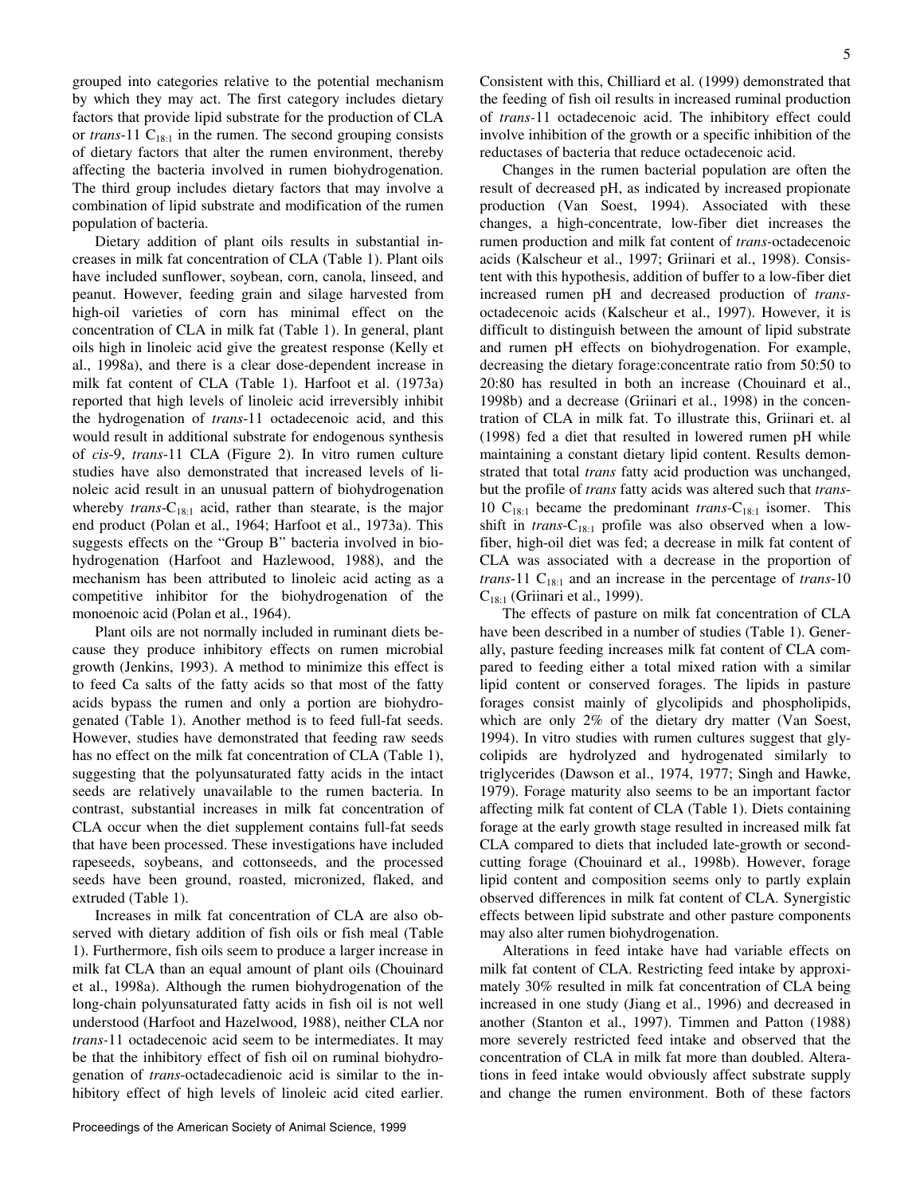grouped into categories relative to the potential mechanism by which they may act. The first category includes dietary factors that provide lipid substrate for the production of CLA or *trans*-11 $C_{18:1}$ in the rumen. The second grouping consists of dietary factors that alter the rumen environment, thereby affecting the bacteria involved in rumen biohydrogenation. The third group includes dietary factors that may involve a combination of lipid substrate and modification of the rumen population of bacteria.

Dietary addition of plant oils results in substantial increases in milk fat concentration of CLA (Table 1). Plant oils have included sunflower, soybean, corn, canola, linseed, and peanut. However, feeding grain and silage harvested from high-oil varieties of corn has minimal effect on the concentration of CLA in milk fat (Table 1). In general, plant oils high in linoleic acid give the greatest response (Kelly et al., 1998a), and there is a clear dose-dependent increase in milk fat content of CLA (Table 1). Harfoot et al. (1973a) reported that high levels of linoleic acid irreversibly inhibit the hydrogenation of *trans*-11 octadecenoic acid, and this would result in additional substrate for endogenous synthesis of *cis*-9, *trans*-11 CLA (Figure 2). In vitro rumen culture studies have also demonstrated that increased levels of linoleic acid result in an unusual pattern of biohydrogenation whereby *trans*-$C_{18:1}$ acid, rather than stearate, is the major end product (Polan et al., 1964; Harfoot et al., 1973a). This suggests effects on the "Group B" bacteria involved in biohydrogenation (Harfoot and Hazlewood, 1988), and the mechanism has been attributed to linoleic acid acting as a competitive inhibitor for the biohydrogenation of the monoenoic acid (Polan et al., 1964).

Plant oils are not normally included in ruminant diets because they produce inhibitory effects on rumen microbial growth (Jenkins, 1993). A method to minimize this effect is to feed Ca salts of the fatty acids so that most of the fatty acids bypass the rumen and only a portion are biohydrogenated (Table 1). Another method is to feed full-fat seeds. However, studies have demonstrated that feeding raw seeds has no effect on the milk fat concentration of CLA (Table 1), suggesting that the polyunsaturated fatty acids in the intact seeds are relatively unavailable to the rumen bacteria. In contrast, substantial increases in milk fat concentration of CLA occur when the diet supplement contains full-fat seeds that have been processed. These investigations have included rapeseeds, soybeans, and cottonseeds, and the processed seeds have been ground, roasted, micronized, flaked, and extruded (Table 1).

Increases in milk fat concentration of CLA are also observed with dietary addition of fish oils or fish meal (Table 1). Furthermore, fish oils seem to produce a larger increase in milk fat CLA than an equal amount of plant oils (Chouinard et al., 1998a). Although the rumen biohydrogenation of the long-chain polyunsaturated fatty acids in fish oil is not well understood (Harfoot and Hazelwood, 1988), neither CLA nor *trans*-11 octadecenoic acid seem to be intermediates. It may be that the inhibitory effect of fish oil on ruminal biohydrogenation of *trans*-octadecadienoic acid is similar to the inhibitory effect of high levels of linoleic acid cited earlier. Consistent with this, Chilliard et al. (1999) demonstrated that the feeding of fish oil results in increased ruminal production of *trans*-11 octadecenoic acid. The inhibitory effect could involve inhibition of the growth or a specific inhibition of the reductases of bacteria that reduce octadecenoic acid.

Changes in the rumen bacterial population are often the result of decreased pH, as indicated by increased propionate production (Van Soest, 1994). Associated with these changes, a high-concentrate, low-fiber diet increases the rumen production and milk fat content of *trans*-octadecenoic acids (Kalscheur et al., 1997; Griinari et al., 1998). Consistent with this hypothesis, addition of buffer to a low-fiber diet increased rumen pH and decreased production of *trans*-octadecenoic acids (Kalscheur et al., 1997). However, it is difficult to distinguish between the amount of lipid substrate and rumen pH effects on biohydrogenation. For example, decreasing the dietary forage:concentrate ratio from 50:50 to 20:80 has resulted in both an increase (Chouinard et al., 1998b) and a decrease (Griinari et al., 1998) in the concentration of CLA in milk fat. To illustrate this, Griinari et. al (1998) fed a diet that resulted in lowered rumen pH while maintaining a constant dietary lipid content. Results demonstrated that total *trans* fatty acid production was unchanged, but the profile of *trans* fatty acids was altered such that *trans*-10 $C_{18:1}$ became the predominant *trans*-$C_{18:1}$ isomer. This shift in *trans*-$C_{18:1}$ profile was also observed when a low-fiber, high-oil diet was fed; a decrease in milk fat content of CLA was associated with a decrease in the proportion of *trans*-11 $C_{18:1}$ and an increase in the percentage of *trans*-10 $C_{18:1}$ (Griinari et al., 1999).

The effects of pasture on milk fat concentration of CLA have been described in a number of studies (Table 1). Generally, pasture feeding increases milk fat content of CLA compared to feeding either a total mixed ration with a similar lipid content or conserved forages. The lipids in pasture forages consist mainly of glycolipids and phospholipids, which are only 2% of the dietary dry matter (Van Soest, 1994). In vitro studies with rumen cultures suggest that glycolipids are hydrolyzed and hydrogenated similarly to triglycerides (Dawson et al., 1974, 1977; Singh and Hawke, 1979). Forage maturity also seems to be an important factor affecting milk fat content of CLA (Table 1). Diets containing forage at the early growth stage resulted in increased milk fat CLA compared to diets that included late-growth or second-cutting forage (Chouinard et al., 1998b). However, forage lipid content and composition seems only to partly explain observed differences in milk fat content of CLA. Synergistic effects between lipid substrate and other pasture components may also alter rumen biohydrogenation.

Alterations in feed intake have had variable effects on milk fat content of CLA. Restricting feed intake by approximately 30% resulted in milk fat concentration of CLA being increased in one study (Jiang et al., 1996) and decreased in another (Stanton et al., 1997). Timmen and Patton (1988) more severely restricted feed intake and observed that the concentration of CLA in milk fat more than doubled. Alterations in feed intake would obviously affect substrate supply and change the rumen environment. Both of these factors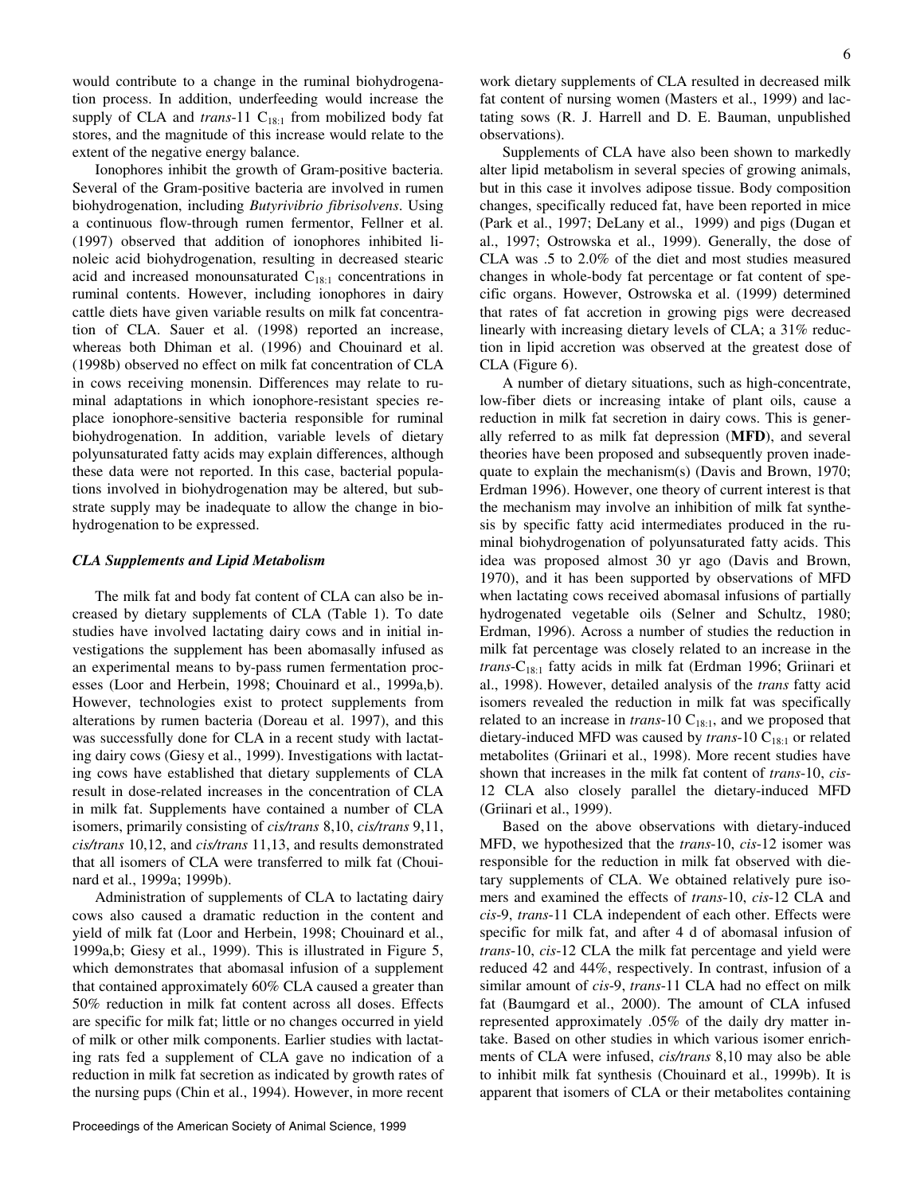would contribute to a change in the ruminal biohydrogenation process. In addition, underfeeding would increase the supply of CLA and *trans*-11 $C_{18:1}$ from mobilized body fat stores, and the magnitude of this increase would relate to the extent of the negative energy balance.

Ionophores inhibit the growth of Gram-positive bacteria. Several of the Gram-positive bacteria are involved in rumen biohydrogenation, including *Butyrivibrio fibrisolvens*. Using a continuous flow-through rumen fermentor, Fellner et al. (1997) observed that addition of ionophores inhibited linoleic acid biohydrogenation, resulting in decreased stearic acid and increased monounsaturated $C_{18:1}$ concentrations in ruminal contents. However, including ionophores in dairy cattle diets have given variable results on milk fat concentration of CLA. Sauer et al. (1998) reported an increase, whereas both Dhiman et al. (1996) and Chouinard et al. (1998b) observed no effect on milk fat concentration of CLA in cows receiving monensin. Differences may relate to ruminal adaptations in which ionophore-resistant species replace ionophore-sensitive bacteria responsible for ruminal biohydrogenation. In addition, variable levels of dietary polyunsaturated fatty acids may explain differences, although these data were not reported. In this case, bacterial populations involved in biohydrogenation may be altered, but substrate supply may be inadequate to allow the change in biohydrogenation to be expressed.

### *CLA Supplements and Lipid Metabolism*

The milk fat and body fat content of CLA can also be increased by dietary supplements of CLA (Table 1). To date studies have involved lactating dairy cows and in initial investigations the supplement has been abomasally infused as an experimental means to by-pass rumen fermentation processes (Loor and Herbein, 1998; Chouinard et al., 1999a,b). However, technologies exist to protect supplements from alterations by rumen bacteria (Doreau et al. 1997), and this was successfully done for CLA in a recent study with lactating dairy cows (Giesy et al., 1999). Investigations with lactating cows have established that dietary supplements of CLA result in dose-related increases in the concentration of CLA in milk fat. Supplements have contained a number of CLA isomers, primarily consisting of *cis/trans* 8,10, *cis/trans* 9,11, *cis/trans* 10,12, and *cis/trans* 11,13, and results demonstrated that all isomers of CLA were transferred to milk fat (Chouinard et al., 1999a; 1999b).

Administration of supplements of CLA to lactating dairy cows also caused a dramatic reduction in the content and yield of milk fat (Loor and Herbein, 1998; Chouinard et al., 1999a,b; Giesy et al., 1999). This is illustrated in Figure 5, which demonstrates that abomasal infusion of a supplement that contained approximately 60% CLA caused a greater than 50% reduction in milk fat content across all doses. Effects are specific for milk fat; little or no changes occurred in yield of milk or other milk components. Earlier studies with lactating rats fed a supplement of CLA gave no indication of a reduction in milk fat secretion as indicated by growth rates of the nursing pups (Chin et al., 1994). However, in more recent work dietary supplements of CLA resulted in decreased milk fat content of nursing women (Masters et al., 1999) and lactating sows (R. J. Harrell and D. E. Bauman, unpublished observations).

Supplements of CLA have also been shown to markedly alter lipid metabolism in several species of growing animals, but in this case it involves adipose tissue. Body composition changes, specifically reduced fat, have been reported in mice (Park et al., 1997; DeLany et al., 1999) and pigs (Dugan et al., 1997; Ostrowska et al., 1999). Generally, the dose of CLA was .5 to 2.0% of the diet and most studies measured changes in whole-body fat percentage or fat content of specific organs. However, Ostrowska et al. (1999) determined that rates of fat accretion in growing pigs were decreased linearly with increasing dietary levels of CLA; a 31% reduction in lipid accretion was observed at the greatest dose of CLA (Figure 6).

A number of dietary situations, such as high-concentrate, low-fiber diets or increasing intake of plant oils, cause a reduction in milk fat secretion in dairy cows. This is generally referred to as milk fat depression (**MFD**), and several theories have been proposed and subsequently proven inadequate to explain the mechanism(s) (Davis and Brown, 1970; Erdman 1996). However, one theory of current interest is that the mechanism may involve an inhibition of milk fat synthesis by specific fatty acid intermediates produced in the ruminal biohydrogenation of polyunsaturated fatty acids. This idea was proposed almost 30 yr ago (Davis and Brown, 1970), and it has been supported by observations of MFD when lactating cows received abomasal infusions of partially hydrogenated vegetable oils (Selner and Schultz, 1980; Erdman, 1996). Across a number of studies the reduction in milk fat percentage was closely related to an increase in the *trans*-$C_{18:1}$ fatty acids in milk fat (Erdman 1996; Griinari et al., 1998). However, detailed analysis of the *trans* fatty acid isomers revealed the reduction in milk fat was specifically related to an increase in *trans*-10 $C_{18:1}$, and we proposed that dietary-induced MFD was caused by *trans*-10 $C_{18:1}$ or related metabolites (Griinari et al., 1998). More recent studies have shown that increases in the milk fat content of *trans*-10, *cis*-12 CLA also closely parallel the dietary-induced MFD (Griinari et al., 1999).

Based on the above observations with dietary-induced MFD, we hypothesized that the *trans*-10, *cis*-12 isomer was responsible for the reduction in milk fat observed with dietary supplements of CLA. We obtained relatively pure isomers and examined the effects of *trans*-10, *cis*-12 CLA and *cis*-9, *trans*-11 CLA independent of each other. Effects were specific for milk fat, and after 4 d of abomasal infusion of *trans*-10, *cis*-12 CLA the milk fat percentage and yield were reduced 42 and 44%, respectively. In contrast, infusion of a similar amount of *cis*-9, *trans*-11 CLA had no effect on milk fat (Baumgard et al., 2000). The amount of CLA infused represented approximately .05% of the daily dry matter intake. Based on other studies in which various isomer enrichments of CLA were infused, *cis/trans* 8,10 may also be able to inhibit milk fat synthesis (Chouinard et al., 1999b). It is apparent that isomers of CLA or their metabolites containing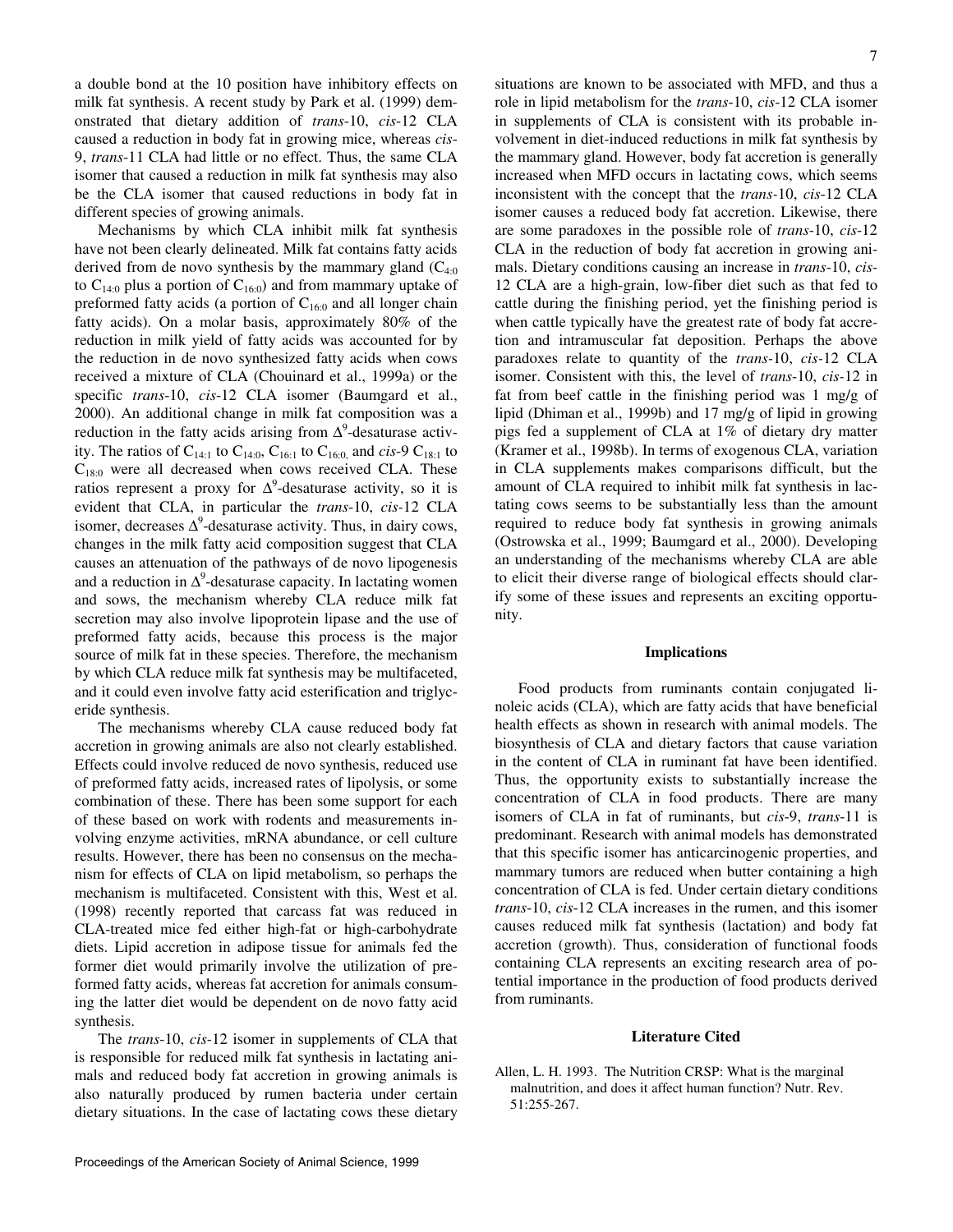a double bond at the 10 position have inhibitory effects on milk fat synthesis. A recent study by Park et al. (1999) demonstrated that dietary addition of *trans*-10, *cis*-12 CLA caused a reduction in body fat in growing mice, whereas *cis*-9, *trans*-11 CLA had little or no effect. Thus, the same CLA isomer that caused a reduction in milk fat synthesis may also be the CLA isomer that caused reductions in body fat in different species of growing animals.

Mechanisms by which CLA inhibit milk fat synthesis have not been clearly delineated. Milk fat contains fatty acids derived from de novo synthesis by the mammary gland ($C_{4:0}$ to $C_{14:0}$ plus a portion of $C_{16:0}$) and from mammary uptake of preformed fatty acids (a portion of $C_{16:0}$ and all longer chain fatty acids). On a molar basis, approximately 80% of the reduction in milk yield of fatty acids was accounted for by the reduction in de novo synthesized fatty acids when cows received a mixture of CLA (Chouinard et al., 1999a) or the specific *trans*-10, *cis*-12 CLA isomer (Baumgard et al., 2000). An additional change in milk fat composition was a reduction in the fatty acids arising from $\Delta^9$-desaturase activity. The ratios of $C_{14:1}$ to $C_{14:0}$, $C_{16:1}$ to $C_{16:0,}$ and *cis*-9 $C_{18:1}$ to $C_{18:0}$ were all decreased when cows received CLA. These ratios represent a proxy for $\Delta^9$-desaturase activity, so it is evident that CLA, in particular the *trans*-10, *cis*-12 CLA isomer, decreases $\Delta^9$-desaturase activity. Thus, in dairy cows, changes in the milk fatty acid composition suggest that CLA causes an attenuation of the pathways of de novo lipogenesis and a reduction in $\Delta^9$-desaturase capacity. In lactating women and sows, the mechanism whereby CLA reduce milk fat secretion may also involve lipoprotein lipase and the use of preformed fatty acids, because this process is the major source of milk fat in these species. Therefore, the mechanism by which CLA reduce milk fat synthesis may be multifaceted, and it could even involve fatty acid esterification and triglyceride synthesis.

The mechanisms whereby CLA cause reduced body fat accretion in growing animals are also not clearly established. Effects could involve reduced de novo synthesis, reduced use of preformed fatty acids, increased rates of lipolysis, or some combination of these. There has been some support for each of these based on work with rodents and measurements involving enzyme activities, mRNA abundance, or cell culture results. However, there has been no consensus on the mechanism for effects of CLA on lipid metabolism, so perhaps the mechanism is multifaceted. Consistent with this, West et al. (1998) recently reported that carcass fat was reduced in CLA-treated mice fed either high-fat or high-carbohydrate diets. Lipid accretion in adipose tissue for animals fed the former diet would primarily involve the utilization of preformed fatty acids, whereas fat accretion for animals consuming the latter diet would be dependent on de novo fatty acid synthesis.

The *trans*-10, *cis*-12 isomer in supplements of CLA that is responsible for reduced milk fat synthesis in lactating animals and reduced body fat accretion in growing animals is also naturally produced by rumen bacteria under certain dietary situations. In the case of lactating cows these dietary situations are known to be associated with MFD, and thus a role in lipid metabolism for the *trans*-10, *cis*-12 CLA isomer in supplements of CLA is consistent with its probable involvement in diet-induced reductions in milk fat synthesis by the mammary gland. However, body fat accretion is generally increased when MFD occurs in lactating cows, which seems inconsistent with the concept that the *trans*-10, *cis*-12 CLA isomer causes a reduced body fat accretion. Likewise, there are some paradoxes in the possible role of *trans*-10, *cis*-12 CLA in the reduction of body fat accretion in growing animals. Dietary conditions causing an increase in *trans*-10, *cis*-12 CLA are a high-grain, low-fiber diet such as that fed to cattle during the finishing period, yet the finishing period is when cattle typically have the greatest rate of body fat accretion and intramuscular fat deposition. Perhaps the above paradoxes relate to quantity of the *trans*-10, *cis*-12 CLA isomer. Consistent with this, the level of *trans*-10, *cis*-12 in fat from beef cattle in the finishing period was 1 mg/g of lipid (Dhiman et al., 1999b) and 17 mg/g of lipid in growing pigs fed a supplement of CLA at 1% of dietary dry matter (Kramer et al., 1998b). In terms of exogenous CLA, variation in CLA supplements makes comparisons difficult, but the amount of CLA required to inhibit milk fat synthesis in lactating cows seems to be substantially less than the amount required to reduce body fat synthesis in growing animals (Ostrowska et al., 1999; Baumgard et al., 2000). Developing an understanding of the mechanisms whereby CLA are able to elicit their diverse range of biological effects should clarify some of these issues and represents an exciting opportunity.

## Implications

Food products from ruminants contain conjugated linoleic acids (CLA), which are fatty acids that have beneficial health effects as shown in research with animal models. The biosynthesis of CLA and dietary factors that cause variation in the content of CLA in ruminant fat have been identified. Thus, the opportunity exists to substantially increase the concentration of CLA in food products. There are many isomers of CLA in fat of ruminants, but *cis*-9, *trans*-11 is predominant. Research with animal models has demonstrated that this specific isomer has anticarcinogenic properties, and mammary tumors are reduced when butter containing a high concentration of CLA is fed. Under certain dietary conditions *trans*-10, *cis*-12 CLA increases in the rumen, and this isomer causes reduced milk fat synthesis (lactation) and body fat accretion (growth). Thus, consideration of functional foods containing CLA represents an exciting research area of potential importance in the production of food products derived from ruminants.

## Literature Cited

Allen, L. H. 1993. The Nutrition CRSP: What is the marginal malnutrition, and does it affect human function? Nutr. Rev. 51:255-267.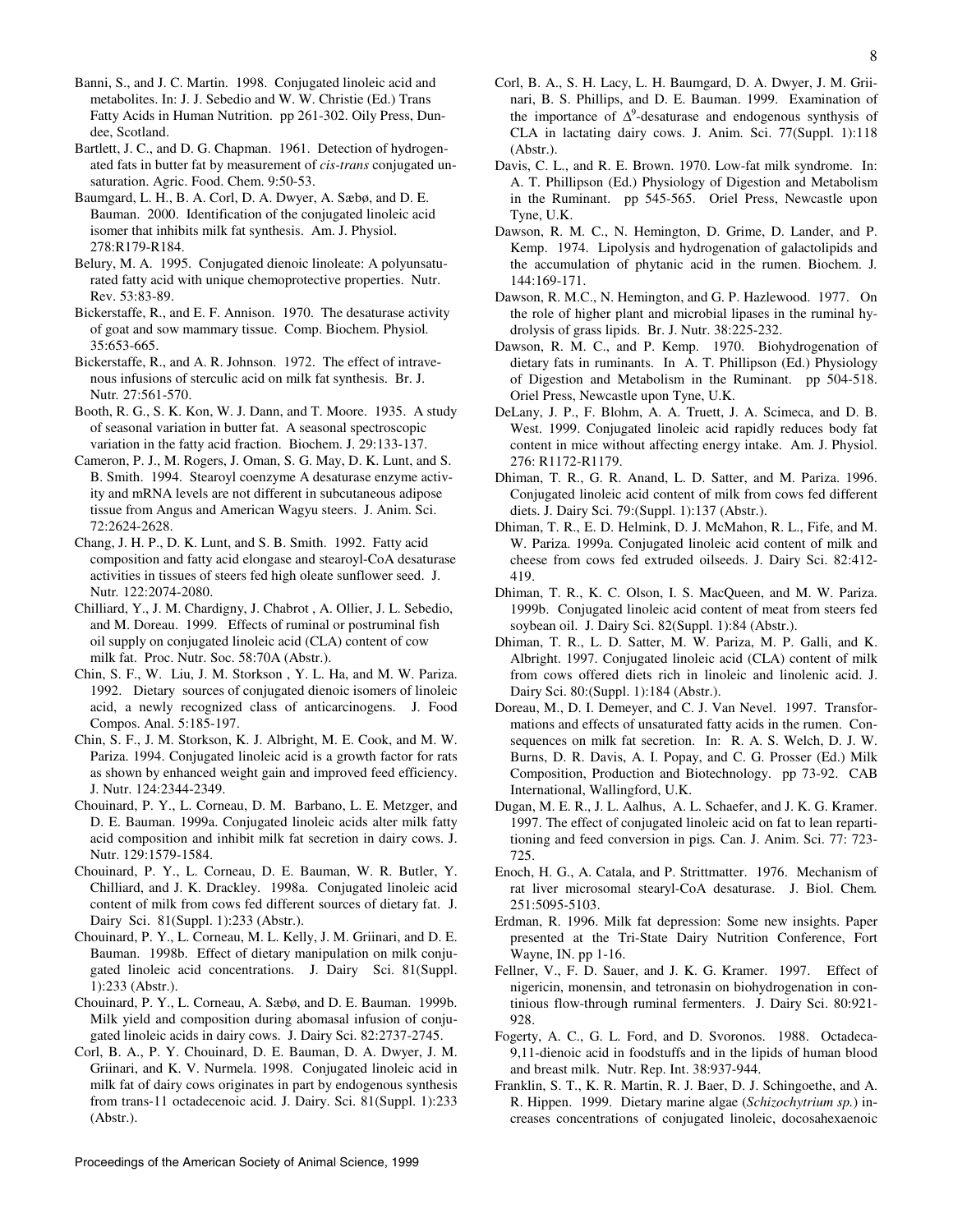Banni, S., and J. C. Martin. 1998. Conjugated linoleic acid and metabolites. In: J. J. Sebedio and W. W. Christie (Ed.) Trans Fatty Acids in Human Nutrition. pp 261-302. Oily Press, Dundee, Scotland.

Bartlett, J. C., and D. G. Chapman. 1961. Detection of hydrogenated fats in butter fat by measurement of *cis-trans* conjugated unsaturation. Agric. Food. Chem. 9:50-53.

Baumgard, L. H., B. A. Corl, D. A. Dwyer, A. Sæbø, and D. E. Bauman. 2000. Identification of the conjugated linoleic acid isomer that inhibits milk fat synthesis. Am. J. Physiol. 278:R179-R184.

Belury, M. A. 1995. Conjugated dienoic linoleate: A polyunsaturated fatty acid with unique chemoprotective properties. Nutr. Rev. 53:83-89.

Bickerstaffe, R., and E. F. Annison. 1970. The desaturase activity of goat and sow mammary tissue. Comp. Biochem. Physiol. 35:653-665.

Bickerstaffe, R., and A. R. Johnson. 1972. The effect of intravenous infusions of sterculic acid on milk fat synthesis. Br. J. Nutr. 27:561-570.

Booth, R. G., S. K. Kon, W. J. Dann, and T. Moore. 1935. A study of seasonal variation in butter fat. A seasonal spectroscopic variation in the fatty acid fraction. Biochem. J. 29:133-137.

Cameron, P. J., M. Rogers, J. Oman, S. G. May, D. K. Lunt, and S. B. Smith. 1994. Stearoyl coenzyme A desaturase enzyme activity and mRNA levels are not different in subcutaneous adipose tissue from Angus and American Wagyu steers. J. Anim. Sci. 72:2624-2628.

Chang, J. H. P., D. K. Lunt, and S. B. Smith. 1992. Fatty acid composition and fatty acid elongase and stearoyl-CoA desaturase activities in tissues of steers fed high oleate sunflower seed. J. Nutr. 122:2074-2080.

Chilliard, Y., J. M. Chardigny, J. Chabrot , A. Ollier, J. L. Sebedio, and M. Doreau. 1999. Effects of ruminal or postruminal fish oil supply on conjugated linoleic acid (CLA) content of cow milk fat. Proc. Nutr. Soc. 58:70A (Abstr.).

Chin, S. F., W. Liu, J. M. Storkson , Y. L. Ha, and M. W. Pariza. 1992. Dietary sources of conjugated dienoic isomers of linoleic acid, a newly recognized class of anticarcinogens. J. Food Compos. Anal. 5:185-197.

Chin, S. F., J. M. Storkson, K. J. Albright, M. E. Cook, and M. W. Pariza. 1994. Conjugated linoleic acid is a growth factor for rats as shown by enhanced weight gain and improved feed efficiency. J. Nutr. 124:2344-2349.

Chouinard, P. Y., L. Corneau, D. M. Barbano, L. E. Metzger, and D. E. Bauman. 1999a. Conjugated linoleic acids alter milk fatty acid composition and inhibit milk fat secretion in dairy cows. J. Nutr. 129:1579-1584.

Chouinard, P. Y., L. Corneau, D. E. Bauman, W. R. Butler, Y. Chilliard, and J. K. Drackley. 1998a. Conjugated linoleic acid content of milk from cows fed different sources of dietary fat. J. Dairy Sci. 81(Suppl. 1):233 (Abstr.).

Chouinard, P. Y., L. Corneau, M. L. Kelly, J. M. Griinari, and D. E. Bauman. 1998b. Effect of dietary manipulation on milk conjugated linoleic acid concentrations. J. Dairy Sci. 81(Suppl. 1):233 (Abstr.).

Chouinard, P. Y., L. Corneau, A. Sæbø, and D. E. Bauman. 1999b. Milk yield and composition during abomasal infusion of conjugated linoleic acids in dairy cows. J. Dairy Sci. 82:2737-2745.

Corl, B. A., P. Y. Chouinard, D. E. Bauman, D. A. Dwyer, J. M. Griinari, and K. V. Nurmela. 1998. Conjugated linoleic acid in milk fat of dairy cows originates in part by endogenous synthesis from trans-11 octadecenoic acid. J. Dairy. Sci. 81(Suppl. 1):233 (Abstr.).

Corl, B. A., S. H. Lacy, L. H. Baumgard, D. A. Dwyer, J. M. Griinari, B. S. Phillips, and D. E. Bauman. 1999. Examination of the importance of $\Delta^9$-desaturase and endogenous synthesis of CLA in lactating dairy cows. J. Anim. Sci. 77(Suppl. 1):118 (Abstr.).

Davis, C. L., and R. E. Brown. 1970. Low-fat milk syndrome. In: A. T. Phillipson (Ed.) Physiology of Digestion and Metabolism in the Ruminant. pp 545-565. Oriel Press, Newcastle upon Tyne, U.K.

Dawson, R. M. C., N. Hemington, D. Grime, D. Lander, and P. Kemp. 1974. Lipolysis and hydrogenation of galactolipids and the accumulation of phytanic acid in the rumen. Biochem. J. 144:169-171.

Dawson, R. M.C., N. Hemington, and G. P. Hazlewood. 1977. On the role of higher plant and microbial lipases in the ruminal hydrolysis of grass lipids. Br. J. Nutr. 38:225-232.

Dawson, R. M. C., and P. Kemp. 1970. Biohydrogenation of dietary fats in ruminants. In A. T. Phillipson (Ed.) Physiology of Digestion and Metabolism in the Ruminant. pp 504-518. Oriel Press, Newcastle upon Tyne, U.K.

DeLany, J. P., F. Blohm, A. A. Truett, J. A. Scimeca, and D. B. West. 1999. Conjugated linoleic acid rapidly reduces body fat content in mice without affecting energy intake. Am. J. Physiol. 276: R1172-R1179.

Dhiman, T. R., G. R. Anand, L. D. Satter, and M. Pariza. 1996. Conjugated linoleic acid content of milk from cows fed different diets. J. Dairy Sci. 79:(Suppl. 1):137 (Abstr.).

Dhiman, T. R., E. D. Helmink, D. J. McMahon, R. L., Fife, and M. W. Pariza. 1999a. Conjugated linoleic acid content of milk and cheese from cows fed extruded oilseeds. J. Dairy Sci. 82:412-419.

Dhiman, T. R., K. C. Olson, I. S. MacQueen, and M. W. Pariza. 1999b. Conjugated linoleic acid content of meat from steers fed soybean oil. J. Dairy Sci. 82(Suppl. 1):84 (Abstr.).

Dhiman, T. R., L. D. Satter, M. W. Pariza, M. P. Galli, and K. Albright. 1997. Conjugated linoleic acid (CLA) content of milk from cows offered diets rich in linoleic and linolenic acid. J. Dairy Sci. 80:(Suppl. 1):184 (Abstr.).

Doreau, M., D. I. Demeyer, and C. J. Van Nevel. 1997. Transformations and effects of unsaturated fatty acids in the rumen. Consequences on milk fat secretion. In: R. A. S. Welch, D. J. W. Burns, D. R. Davis, A. I. Popay, and C. G. Prosser (Ed.) Milk Composition, Production and Biotechnology. pp 73-92. CAB International, Wallingford, U.K.

Dugan, M. E. R., J. L. Aalhus, A. L. Schaefer, and J. K. G. Kramer. 1997. The effect of conjugated linoleic acid on fat to lean repartitioning and feed conversion in pigs. Can. J. Anim. Sci. 77: 723-725.

Enoch, H. G., A. Catala, and P. Strittmatter. 1976. Mechanism of rat liver microsomal stearyl-CoA desaturase. J. Biol. Chem. 251:5095-5103.

Erdman, R. 1996. Milk fat depression: Some new insights. Paper presented at the Tri-State Dairy Nutrition Conference, Fort Wayne, IN. pp 1-16.

Fellner, V., F. D. Sauer, and J. K. G. Kramer. 1997. Effect of nigericin, monensin, and tetronasin on biohydrogenation in continious flow-through ruminal fermenters. J. Dairy Sci. 80:921-928.

Fogerty, A. C., G. L. Ford, and D. Svoronos. 1988. Octadeca-9,11-dienoic acid in foodstuffs and in the lipids of human blood and breast milk. Nutr. Rep. Int. 38:937-944.

Franklin, S. T., K. R. Martin, R. J. Baer, D. J. Schingoethe, and A. R. Hippen. 1999. Dietary marine algae (*Schizochytrium sp.*) increases concentrations of conjugated linoleic, docosahexaenoic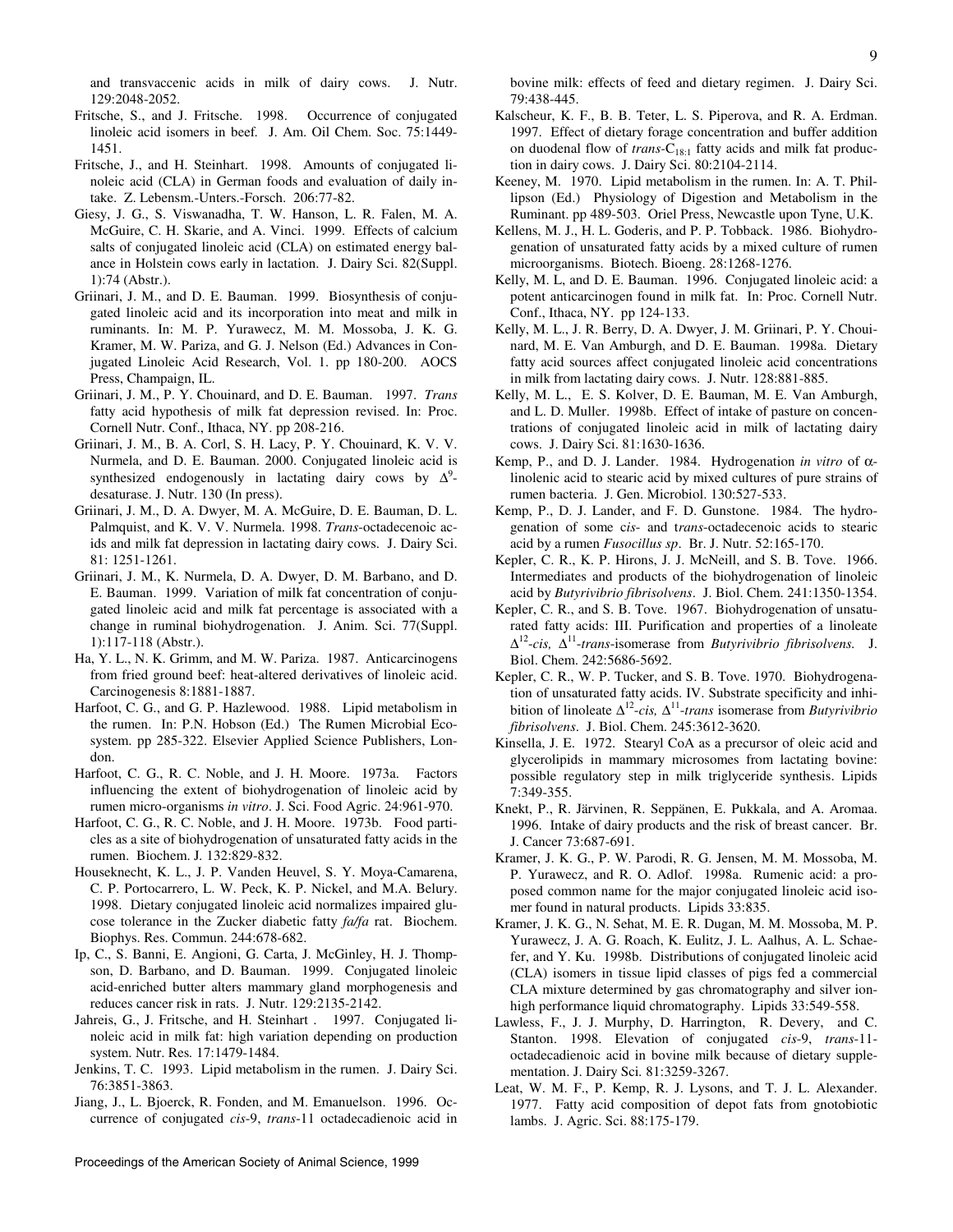and transvaccenic acids in milk of dairy cows. J. Nutr. 129:2048-2052.

Fritsche, S., and J. Fritsche. 1998. Occurrence of conjugated linoleic acid isomers in beef. J. Am. Oil Chem. Soc. 75:1449-1451.

Fritsche, J., and H. Steinhart. 1998. Amounts of conjugated linoleic acid (CLA) in German foods and evaluation of daily intake. Z. Lebensm.-Unters.-Forsch. 206:77-82.

Giesy, J. G., S. Viswanadha, T. W. Hanson, L. R. Falen, M. A. McGuire, C. H. Skarie, and A. Vinci. 1999. Effects of calcium salts of conjugated linoleic acid (CLA) on estimated energy balance in Holstein cows early in lactation. J. Dairy Sci. 82(Suppl. 1):74 (Abstr.).

Griinari, J. M., and D. E. Bauman. 1999. Biosynthesis of conjugated linoleic acid and its incorporation into meat and milk in ruminants. In: M. P. Yurawecz, M. M. Mossoba, J. K. G. Kramer, M. W. Pariza, and G. J. Nelson (Ed.) Advances in Conjugated Linoleic Acid Research, Vol. 1. pp 180-200. AOCS Press, Champaign, IL.

Griinari, J. M., P. Y. Chouinard, and D. E. Bauman. 1997. *Trans* fatty acid hypothesis of milk fat depression revised. In: Proc. Cornell Nutr. Conf., Ithaca, NY. pp 208-216.

Griinari, J. M., B. A. Corl, S. H. Lacy, P. Y. Chouinard, K. V. V. Nurmela, and D. E. Bauman. 2000. Conjugated linoleic acid is synthesized endogenously in lactating dairy cows by $\Delta^9$-desaturase. J. Nutr. 130 (In press).

Griinari, J. M., D. A. Dwyer, M. A. McGuire, D. E. Bauman, D. L. Palmquist, and K. V. V. Nurmela. 1998. *Trans*-octadecenoic acids and milk fat depression in lactating dairy cows. J. Dairy Sci. 81: 1251-1261.

Griinari, J. M., K. Nurmela, D. A. Dwyer, D. M. Barbano, and D. E. Bauman. 1999. Variation of milk fat concentration of conjugated linoleic acid and milk fat percentage is associated with a change in ruminal biohydrogenation. J. Anim. Sci. 77(Suppl. 1):117-118 (Abstr.).

Ha, Y. L., N. K. Grimm, and M. W. Pariza. 1987. Anticarcinogens from fried ground beef: heat-altered derivatives of linoleic acid. Carcinogenesis 8:1881-1887.

Harfoot, C. G., and G. P. Hazlewood. 1988. Lipid metabolism in the rumen. In: P.N. Hobson (Ed.) The Rumen Microbial Ecosystem. pp 285-322. Elsevier Applied Science Publishers, London.

Harfoot, C. G., R. C. Noble, and J. H. Moore. 1973a. Factors influencing the extent of biohydrogenation of linoleic acid by rumen micro-organisms *in vitro*. J. Sci. Food Agric. 24:961-970.

Harfoot, C. G., R. C. Noble, and J. H. Moore. 1973b. Food particles as a site of biohydrogenation of unsaturated fatty acids in the rumen. Biochem. J. 132:829-832.

Houseknecht, K. L., J. P. Vanden Heuvel, S. Y. Moya-Camarena, C. P. Portocarrero, L. W. Peck, K. P. Nickel, and M.A. Belury. 1998. Dietary conjugated linoleic acid normalizes impaired glucose tolerance in the Zucker diabetic fatty *fa/fa* rat. Biochem. Biophys. Res. Commun. 244:678-682.

Ip, C., S. Banni, E. Angioni, G. Carta, J. McGinley, H. J. Thompson, D. Barbano, and D. Bauman. 1999. Conjugated linoleic acid-enriched butter alters mammary gland morphogenesis and reduces cancer risk in rats. J. Nutr. 129:2135-2142.

Jahreis, G., J. Fritsche, and H. Steinhart . 1997. Conjugated linoleic acid in milk fat: high variation depending on production system. Nutr. Res. 17:1479-1484.

Jenkins, T. C. 1993. Lipid metabolism in the rumen. J. Dairy Sci. 76:3851-3863.

Jiang, J., L. Bjoerck, R. Fonden, and M. Emanuelson. 1996. Occurrence of conjugated *cis*-9, *trans*-11 octadecadienoic acid in bovine milk: effects of feed and dietary regimen. J. Dairy Sci. 79:438-445.

Kalscheur, K. F., B. B. Teter, L. S. Piperova, and R. A. Erdman. 1997. Effect of dietary forage concentration and buffer addition on duodenal flow of *trans*-$C_{18:1}$ fatty acids and milk fat production in dairy cows. J. Dairy Sci. 80:2104-2114.

Keeney, M. 1970. Lipid metabolism in the rumen. In: A. T. Phillipson (Ed.) Physiology of Digestion and Metabolism in the Ruminant. pp 489-503. Oriel Press, Newcastle upon Tyne, U.K.

Kellens, M. J., H. L. Goderis, and P. P. Tobback. 1986. Biohydrogenation of unsaturated fatty acids by a mixed culture of rumen microorganisms. Biotech. Bioeng. 28:1268-1276.

Kelly, M. L., and D. E. Bauman. 1996. Conjugated linoleic acid: a potent anticarcinogen found in milk fat. In: Proc. Cornell Nutr. Conf., Ithaca, NY. pp 124-133.

Kelly, M. L., J. R. Berry, D. A. Dwyer, J. M. Griinari, P. Y. Chouinard, M. E. Van Amburgh, and D. E. Bauman. 1998a. Dietary fatty acid sources affect conjugated linoleic acid concentrations in milk from lactating dairy cows. J. Nutr. 128:881-885.

Kelly, M. L., E. S. Kolver, D. E. Bauman, M. E. Van Amburgh, and L. D. Muller. 1998b. Effect of intake of pasture on concentrations of conjugated linoleic acid in milk of lactating dairy cows. J. Dairy Sci. 81:1630-1636.

Kemp, P., and D. J. Lander. 1984. Hydrogenation *in vitro* of $\alpha$-linolenic acid to stearic acid by mixed cultures of pure strains of rumen bacteria. J. Gen. Microbiol. 130:527-533.

Kemp, P., D. J. Lander, and F. D. Gunstone. 1984. The hydrogenation of some c*is*- and t*rans*-octadecenoic acids to stearic acid by a rumen *Fusocillus sp*. Br. J. Nutr. 52:165-170.

Kepler, C. R., K. P. Hirons, J. J. McNeill, and S. B. Tove. 1966. Intermediates and products of the biohydrogenation of linoleic acid by *Butyrivibrio fibrisolvens*. J. Biol. Chem. 241:1350-1354.

Kepler, C. R., and S. B. Tove. 1967. Biohydrogenation of unsaturated fatty acids: III. Purification and properties of a linoleate $\Delta^{12}$-*cis*, $\Delta^{11}$-*trans*-isomerase from *Butyrivibrio fibrisolvens.* J. Biol. Chem. 242:5686-5692.

Kepler, C. R., W. P. Tucker, and S. B. Tove. 1970. Biohydrogenation of unsaturated fatty acids. IV. Substrate specificity and inhibition of linoleate $\Delta^{12}$-*cis,* $\Delta^{11}$-*trans* isomerase from *Butyrivibrio fibrisolvens*. J. Biol. Chem. 245:3612-3620.

Kinsella, J. E. 1972. Stearyl CoA as a precursor of oleic acid and glycerolipids in mammary microsomes from lactating bovine: possible regulatory step in milk triglyceride synthesis. Lipids 7:349-355.

Knekt, P., R. Järvinen, R. Seppänen, E. Pukkala, and A. Aromaa. 1996. Intake of dairy products and the risk of breast cancer. Br. J. Cancer 73:687-691.

Kramer, J. K. G., P. W. Parodi, R. G. Jensen, M. M. Mossoba, M. P. Yurawecz, and R. O. Adlof. 1998a. Rumenic acid: a proposed common name for the major conjugated linoleic acid isomer found in natural products. Lipids 33:835.

Kramer, J. K. G., N. Sehat, M. E. R. Dugan, M. M. Mossoba, M. P. Yurawecz, J. A. G. Roach, K. Eulitz, J. L. Aalhus, A. L. Schaefer, and Y. Ku. 1998b. Distributions of conjugated linoleic acid (CLA) isomers in tissue lipid classes of pigs fed a commercial CLA mixture determined by gas chromatography and silver ion-high performance liquid chromatography. Lipids 33:549-558.

Lawless, F., J. J. Murphy, D. Harrington, R. Devery, and C. Stanton. 1998. Elevation of conjugated *cis*-9, *trans*-11-octadecadienoic acid in bovine milk because of dietary supplementation. J. Dairy Sci. 81:3259-3267.

Leat, W. M. F., P. Kemp, R. J. Lysons, and T. J. L. Alexander. 1977. Fatty acid composition of depot fats from gnotobiotic lambs. J. Agric. Sci. 88:175-179.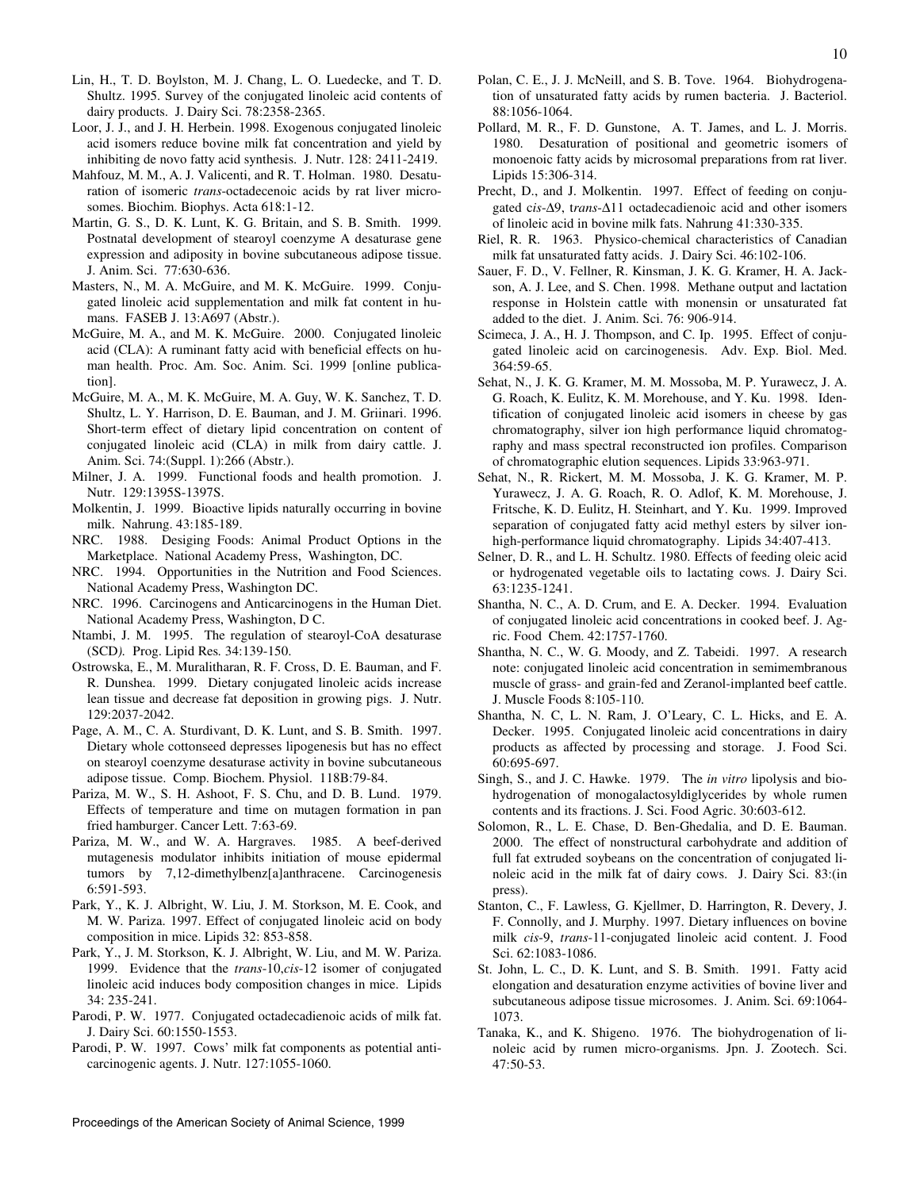Lin, H., T. D. Boylston, M. J. Chang, L. O. Luedecke, and T. D. Shultz. 1995. Survey of the conjugated linoleic acid contents of dairy products. J. Dairy Sci. 78:2358-2365.

Loor, J. J., and J. H. Herbein. 1998. Exogenous conjugated linoleic acid isomers reduce bovine milk fat concentration and yield by inhibiting de novo fatty acid synthesis. J. Nutr. 128: 2411-2419.

Mahfouz, M. M., A. J. Valicenti, and R. T. Holman. 1980. Desaturation of isomeric *trans*-octadecenoic acids by rat liver microsomes. Biochim. Biophys. Acta 618:1-12.

Martin, G. S., D. K. Lunt, K. G. Britain, and S. B. Smith. 1999. Postnatal development of stearoyl coenzyme A desaturase gene expression and adiposity in bovine subcutaneous adipose tissue. J. Anim. Sci. 77:630-636.

Masters, N., M. A. McGuire, and M. K. McGuire. 1999. Conjugated linoleic acid supplementation and milk fat content in humans. FASEB J. 13:A697 (Abstr.).

McGuire, M. A., and M. K. McGuire. 2000. Conjugated linoleic acid (CLA): A ruminant fatty acid with beneficial effects on human health. Proc. Am. Soc. Anim. Sci. 1999 [online publication].

McGuire, M. A., M. K. McGuire, M. A. Guy, W. K. Sanchez, T. D. Shultz, L. Y. Harrison, D. E. Bauman, and J. M. Griinari. 1996. Short-term effect of dietary lipid concentration on content of conjugated linoleic acid (CLA) in milk from dairy cattle. J. Anim. Sci. 74:(Suppl. 1):266 (Abstr.).

Milner, J. A. 1999. Functional foods and health promotion. J. Nutr. 129:1395S-1397S.

Molkentin, J. 1999. Bioactive lipids naturally occurring in bovine milk. Nahrung. 43:185-189.

NRC. 1988. Desiging Foods: Animal Product Options in the Marketplace. National Academy Press, Washington, DC.

NRC. 1994. Opportunities in the Nutrition and Food Sciences. National Academy Press, Washington DC.

NRC. 1996. Carcinogens and Anticarcinogens in the Human Diet. National Academy Press, Washington, D C.

Ntambi, J. M. 1995. The regulation of stearoyl-CoA desaturase (SCD*)*. Prog. Lipid Res. 34:139-150.

Ostrowska, E., M. Muralitharan, R. F. Cross, D. E. Bauman, and F. R. Dunshea. 1999. Dietary conjugated linoleic acids increase lean tissue and decrease fat deposition in growing pigs. J. Nutr. 129:2037-2042.

Page, A. M., C. A. Sturdivant, D. K. Lunt, and S. B. Smith. 1997. Dietary whole cottonseed depresses lipogenesis but has no effect on stearoyl coenzyme desaturase activity in bovine subcutaneous adipose tissue. Comp. Biochem. Physiol. 118B:79-84.

Pariza, M. W., S. H. Ashoot, F. S. Chu, and D. B. Lund. 1979. Effects of temperature and time on mutagen formation in pan fried hamburger. Cancer Lett. 7:63-69.

Pariza, M. W., and W. A. Hargraves. 1985. A beef-derived mutagenesis modulator inhibits initiation of mouse epidermal tumors by 7,12-dimethylbenz[a]anthracene. Carcinogenesis 6:591-593.

Park, Y., K. J. Albright, W. Liu, J. M. Storkson, M. E. Cook, and M. W. Pariza. 1997. Effect of conjugated linoleic acid on body composition in mice. Lipids 32: 853-858.

Park, Y., J. M. Storkson, K. J. Albright, W. Liu, and M. W. Pariza. 1999. Evidence that the *trans*-10,*cis*-12 isomer of conjugated linoleic acid induces body composition changes in mice. Lipids 34: 235-241.

Parodi, P. W. 1977. Conjugated octadecadienoic acids of milk fat. J. Dairy Sci. 60:1550-1553.

Parodi, P. W. 1997. Cows' milk fat components as potential anticarcinogenic agents. J. Nutr. 127:1055-1060.

Polan, C. E., J. J. McNeill, and S. B. Tove. 1964. Biohydrogenation of unsaturated fatty acids by rumen bacteria. J. Bacteriol. 88:1056-1064.

Pollard, M. R., F. D. Gunstone, A. T. James, and L. J. Morris. 1980. Desaturation of positional and geometric isomers of monoenoic fatty acids by microsomal preparations from rat liver. Lipids 15:306-314.

Precht, D., and J. Molkentin. 1997. Effect of feeding on conjugated c*is*-Δ9, t*rans*-Δ11 octadecadienoic acid and other isomers of linoleic acid in bovine milk fats. Nahrung 41:330-335.

Riel, R. R. 1963. Physico-chemical characteristics of Canadian milk fat unsaturated fatty acids. J. Dairy Sci. 46:102-106.

Sauer, F. D., V. Fellner, R. Kinsman, J. K. G. Kramer, H. A. Jackson, A. J. Lee, and S. Chen. 1998. Methane output and lactation response in Holstein cattle with monensin or unsaturated fat added to the diet. J. Anim. Sci. 76: 906-914.

Scimeca, J. A., H. J. Thompson, and C. Ip. 1995. Effect of conjugated linoleic acid on carcinogenesis. Adv. Exp. Biol. Med. 364:59-65.

Sehat, N., J. K. G. Kramer, M. M. Mossoba, M. P. Yurawecz, J. A. G. Roach, K. Eulitz, K. M. Morehouse, and Y. Ku. 1998. Identification of conjugated linoleic acid isomers in cheese by gas chromatography, silver ion high performance liquid chromatography and mass spectral reconstructed ion profiles. Comparison of chromatographic elution sequences. Lipids 33:963-971.

Sehat, N., R. Rickert, M. M. Mossoba, J. K. G. Kramer, M. P. Yurawecz, J. A. G. Roach, R. O. Adlof, K. M. Morehouse, J. Fritsche, K. D. Eulitz, H. Steinhart, and Y. Ku. 1999. Improved separation of conjugated fatty acid methyl esters by silver ion-high-performance liquid chromatography. Lipids 34:407-413.

Selner, D. R., and L. H. Schultz. 1980. Effects of feeding oleic acid or hydrogenated vegetable oils to lactating cows. J. Dairy Sci. 63:1235-1241.

Shantha, N. C., A. D. Crum, and E. A. Decker. 1994. Evaluation of conjugated linoleic acid concentrations in cooked beef. J. Agric. Food Chem. 42:1757-1760.

Shantha, N. C., W. G. Moody, and Z. Tabeidi. 1997. A research note: conjugated linoleic acid concentration in semimembranous muscle of grass- and grain-fed and Zeranol-implanted beef cattle. J. Muscle Foods 8:105-110.

Shantha, N. C, L. N. Ram, J. O'Leary, C. L. Hicks, and E. A. Decker. 1995. Conjugated linoleic acid concentrations in dairy products as affected by processing and storage. J. Food Sci. 60:695-697.

Singh, S., and J. C. Hawke. 1979. The *in vitro* lipolysis and biohydrogenation of monogalactosyldiglycerides by whole rumen contents and its fractions. J. Sci. Food Agric. 30:603-612.

Solomon, R., L. E. Chase, D. Ben-Ghedalia, and D. E. Bauman. 2000. The effect of nonstructural carbohydrate and addition of full fat extruded soybeans on the concentration of conjugated linoleic acid in the milk fat of dairy cows. J. Dairy Sci. 83:(in press).

Stanton, C., F. Lawless, G. Kjellmer, D. Harrington, R. Devery, J. F. Connolly, and J. Murphy. 1997. Dietary influences on bovine milk *cis*-9, *trans*-11-conjugated linoleic acid content. J. Food Sci. 62:1083-1086.

St. John, L. C., D. K. Lunt, and S. B. Smith. 1991. Fatty acid elongation and desaturation enzyme activities of bovine liver and subcutaneous adipose tissue microsomes. J. Anim. Sci. 69:1064-1073.

Tanaka, K., and K. Shigeno. 1976. The biohydrogenation of linoleic acid by rumen micro-organisms. Jpn. J. Zootech. Sci. 47:50-53.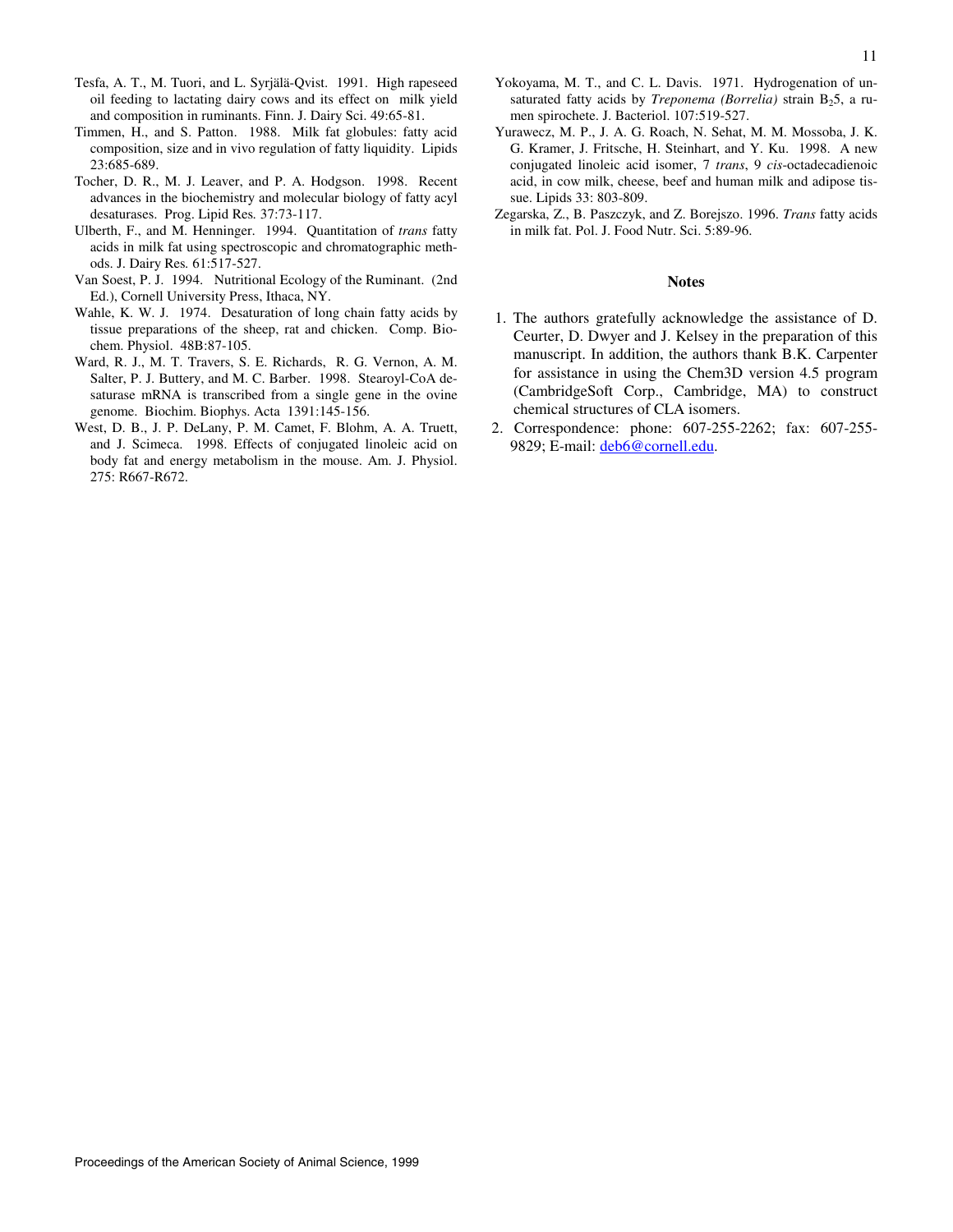Tesfa, A. T., M. Tuori, and L. Syrjälä-Qvist. 1991. High rapeseed oil feeding to lactating dairy cows and its effect on milk yield and composition in ruminants. Finn. J. Dairy Sci. 49:65-81.

Timmen, H., and S. Patton. 1988. Milk fat globules: fatty acid composition, size and in vivo regulation of fatty liquidity. Lipids 23:685-689.

Tocher, D. R., M. J. Leaver, and P. A. Hodgson. 1998. Recent advances in the biochemistry and molecular biology of fatty acyl desaturases. Prog. Lipid Res. 37:73-117.

Ulberth, F., and M. Henninger. 1994. Quantitation of *trans* fatty acids in milk fat using spectroscopic and chromatographic methods. J. Dairy Res. 61:517-527.

Van Soest, P. J. 1994. Nutritional Ecology of the Ruminant. (2nd Ed.), Cornell University Press, Ithaca, NY.

Wahle, K. W. J. 1974. Desaturation of long chain fatty acids by tissue preparations of the sheep, rat and chicken. Comp. Biochem. Physiol. 48B:87-105.

Ward, R. J., M. T. Travers, S. E. Richards, R. G. Vernon, A. M. Salter, P. J. Buttery, and M. C. Barber. 1998. Stearoyl-CoA desaturase mRNA is transcribed from a single gene in the ovine genome. Biochim. Biophys. Acta 1391:145-156.

West, D. B., J. P. DeLany, P. M. Camet, F. Blohm, A. A. Truett, and J. Scimeca. 1998. Effects of conjugated linoleic acid on body fat and energy metabolism in the mouse. Am. J. Physiol. 275: R667-R672.

Yokoyama, M. T., and C. L. Davis. 1971. Hydrogenation of unsaturated fatty acids by *Treponema (Borrelia)* strain $B_2$5, a rumen spirochete. J. Bacteriol. 107:519-527.

Yurawecz, M. P., J. A. G. Roach, N. Sehat, M. M. Mossoba, J. K. G. Kramer, J. Fritsche, H. Steinhart, and Y. Ku. 1998. A new conjugated linoleic acid isomer, 7 *trans*, 9 *cis*-octadecadienoic acid, in cow milk, cheese, beef and human milk and adipose tissue. Lipids 33: 803-809.

Zegarska, Z., B. Paszczyk, and Z. Borejszo. 1996. *Trans* fatty acids in milk fat. Pol. J. Food Nutr. Sci. 5:89-96.

## Notes

1. The authors gratefully acknowledge the assistance of D. Ceurter, D. Dwyer and J. Kelsey in the preparation of this manuscript. In addition, the authors thank B.K. Carpenter for assistance in using the Chem3D version 4.5 program (CambridgeSoft Corp., Cambridge, MA) to construct chemical structures of CLA isomers.
2. Correspondence: phone: 607-255-2262; fax: 607-255-9829; E-mail: deb6@cornell.edu.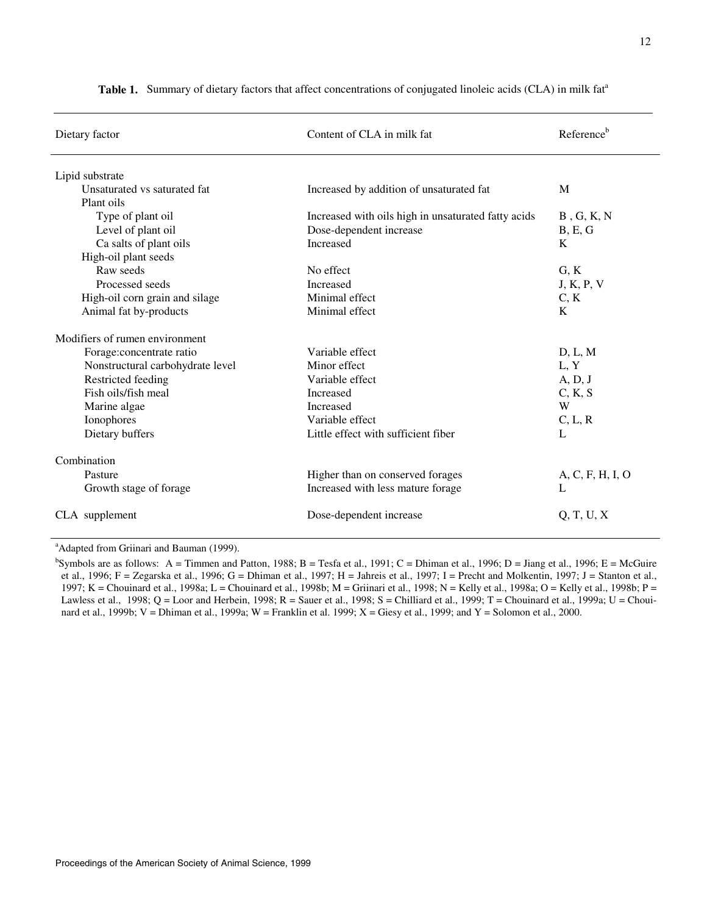**Table 1.** Summary of dietary factors that affect concentrations of conjugated linoleic acids (CLA) in milk fat[a]

| Dietary factor | Content of CLA in milk fat | Reference[b] |
|---|---|---|
| Lipid substrate | | |
| Unsaturated vs saturated fat | Increased by addition of unsaturated fat | M |
| Plant oils | | |
| Type of plant oil | Increased with oils high in unsaturated fatty acids | B , G, K, N |
| Level of plant oil | Dose-dependent increase | B, E, G |
| Ca salts of plant oils | Increased | K |
| High-oil plant seeds | | |
| Raw seeds | No effect | G, K |
| Processed seeds | Increased | J, K, P, V |
| High-oil corn grain and silage | Minimal effect | C, K |
| Animal fat by-products | Minimal effect | K |
| Modifiers of rumen environment | | |
| Forage:concentrate ratio | Variable effect | D, L, M |
| Nonstructural carbohydrate level | Minor effect | L, Y |
| Restricted feeding | Variable effect | A, D, J |
| Fish oils/fish meal | Increased | C, K, S |
| Marine algae | Increased | W |
| Ionophores | Variable effect | C, L, R |
| Dietary buffers | Little effect with sufficient fiber | L |
| Combination | | |
| Pasture | Higher than on conserved forages | A, C, F, H, I, O |
| Growth stage of forage | Increased with less mature forage | L |
| CLA supplement | Dose-dependent increase | Q, T, U, X |

[a]Adapted from Griinari and Bauman (1999).

[b]Symbols are as follows: A = Timmen and Patton, 1988; B = Tesfa et al., 1991; C = Dhiman et al., 1996; D = Jiang et al., 1996; E = McGuire et al., 1996; F = Zegarska et al., 1996; G = Dhiman et al., 1997; H = Jahreis et al., 1997; I = Precht and Molkentin, 1997; J = Stanton et al., 1997; K = Chouinard et al., 1998a; L = Chouinard et al., 1998b; M = Griinari et al., 1998; N = Kelly et al., 1998a; O = Kelly et al., 1998b; P = Lawless et al., 1998; Q = Loor and Herbein, 1998; R = Sauer et al., 1998; S = Chilliard et al., 1999; T = Chouinard et al., 1999a; U = Chouinard et al., 1999b; V = Dhiman et al., 1999a; W = Franklin et al. 1999; X = Giesy et al., 1999; and Y = Solomon et al., 2000.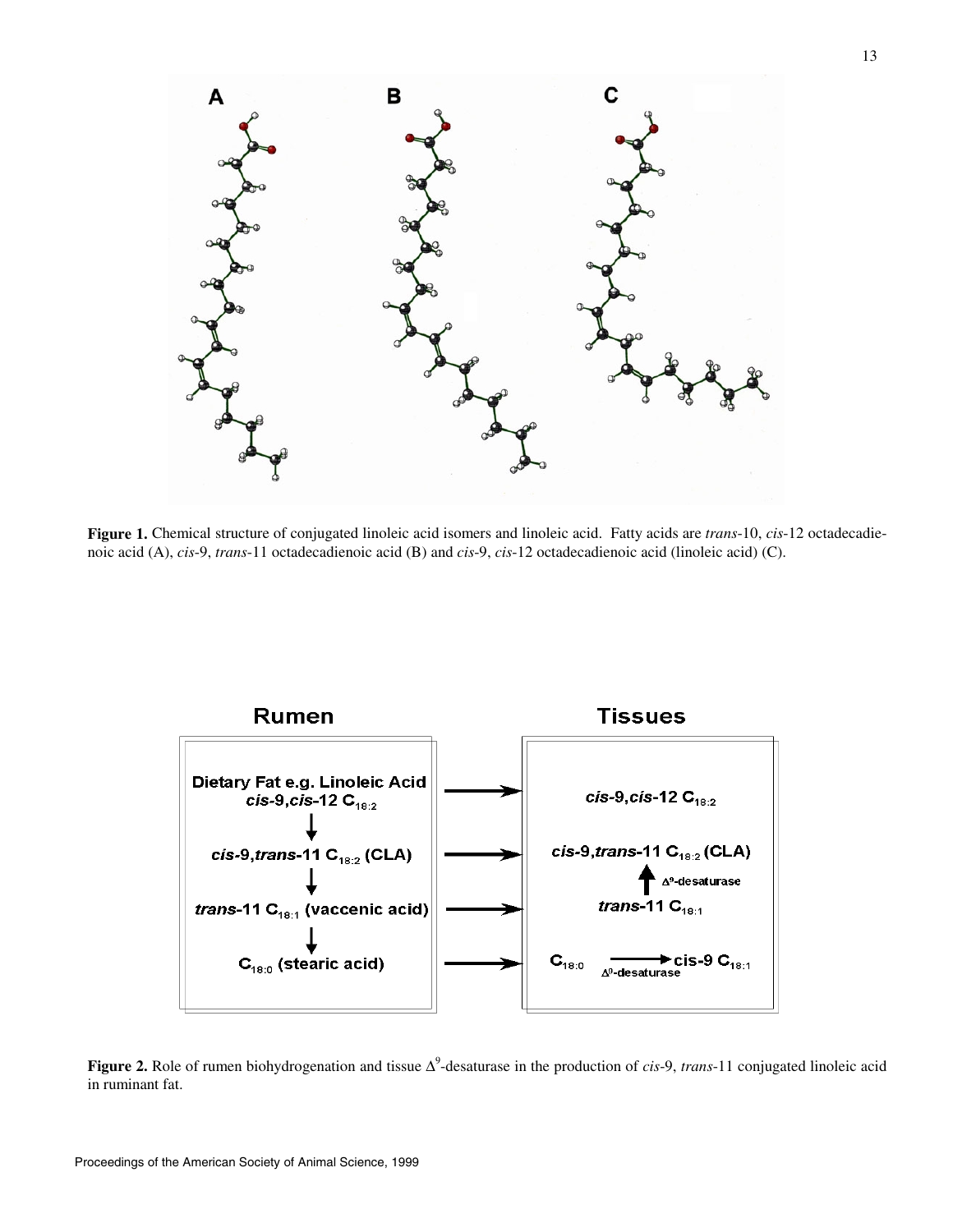**Figure 1.** Chemical structure of conjugated linoleic acid isomers and linoleic acid. Fatty acids are *trans*-10, *cis*-12 octadecadienoic acid (A), *cis*-9, *trans*-11 octadecadienoic acid (B) and *cis*-9, *cis*-12 octadecadienoic acid (linoleic acid) (C).

**Figure 2.** Role of rumen biohydrogenation and tissue $\Delta^9$-desaturase in the production of *cis*-9, *trans*-11 conjugated linoleic acid in ruminant fat.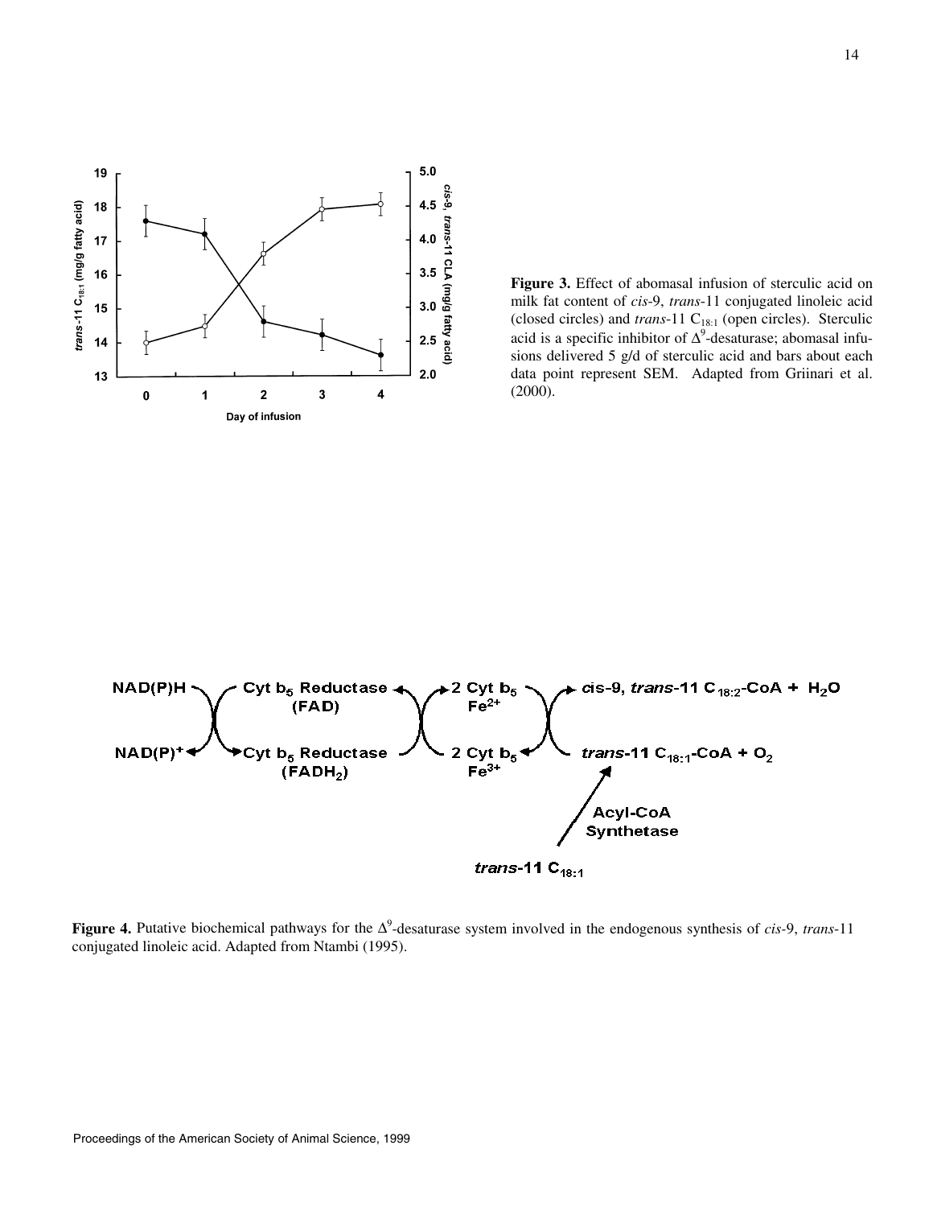**Figure 3.** Effect of abomasal infusion of sterculic acid on milk fat content of *cis*-9, *trans*-11 conjugated linoleic acid (closed circles) and *trans*-11 $C_{18:1}$ (open circles). Sterculic acid is a specific inhibitor of $\Delta^9$-desaturase; abomasal infusions delivered 5 g/d of sterculic acid and bars about each data point represent SEM. Adapted from Griinari et al. (2000).

**Figure 4.** Putative biochemical pathways for the $\Delta^9$-desaturase system involved in the endogenous synthesis of *cis*-9, *trans*-11 conjugated linoleic acid. Adapted from Ntambi (1995).

Proceedings of the American Society of Animal Science, 1999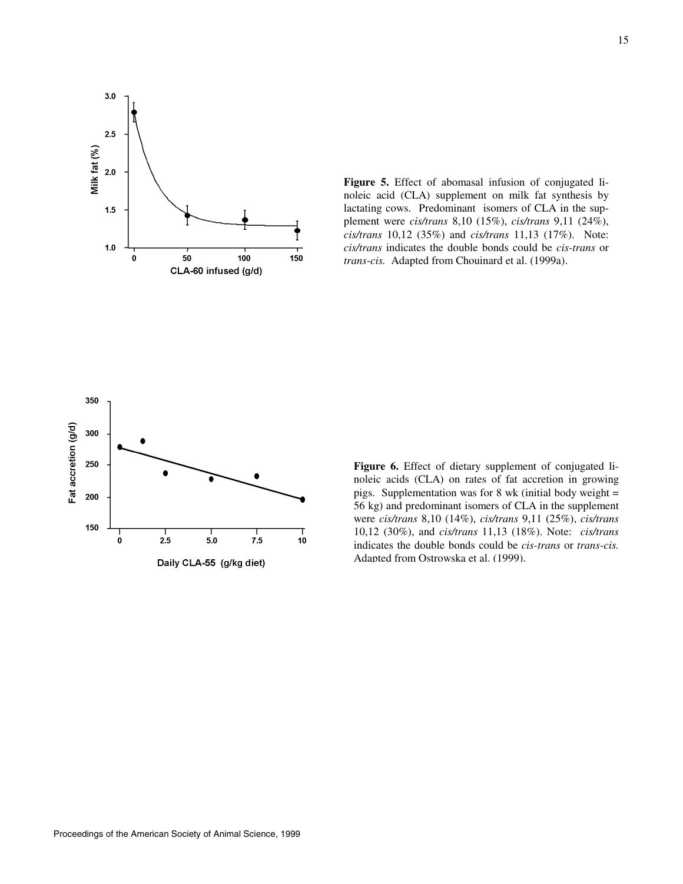3.0

2.5

2.0

1.5

1.0

Milk fat (%)

0

50

100

150

CLA-60 infused (g/d)

**Figure 5.** Effect of abomasal infusion of conjugated linoleic acid (CLA) supplement on milk fat synthesis by lactating cows. Predominant isomers of CLA in the supplement were *cis/trans* 8,10 (15%), *cis/trans* 9,11 (24%), *cis/trans* 10,12 (35%) and *cis/trans* 11,13 (17%). Note: *cis/trans* indicates the double bonds could be *cis-trans* or *trans-cis.* Adapted from Chouinard et al. (1999a).

350

300

250

200

150

Fat accretion (g/d)

0

2.5

5.0

7.5

10

Daily CLA-55 (g/kg diet)

**Figure 6.** Effect of dietary supplement of conjugated linoleic acids (CLA) on rates of fat accretion in growing pigs. Supplementation was for 8 wk (initial body weight = 56 kg) and predominant isomers of CLA in the supplement were *cis/trans* 8,10 (14%), *cis/trans* 9,11 (25%), *cis/trans* 10,12 (30%), and *cis/trans* 11,13 (18%). Note: *cis/trans* indicates the double bonds could be *cis-trans* or *trans-cis.* Adapted from Ostrowska et al. (1999).